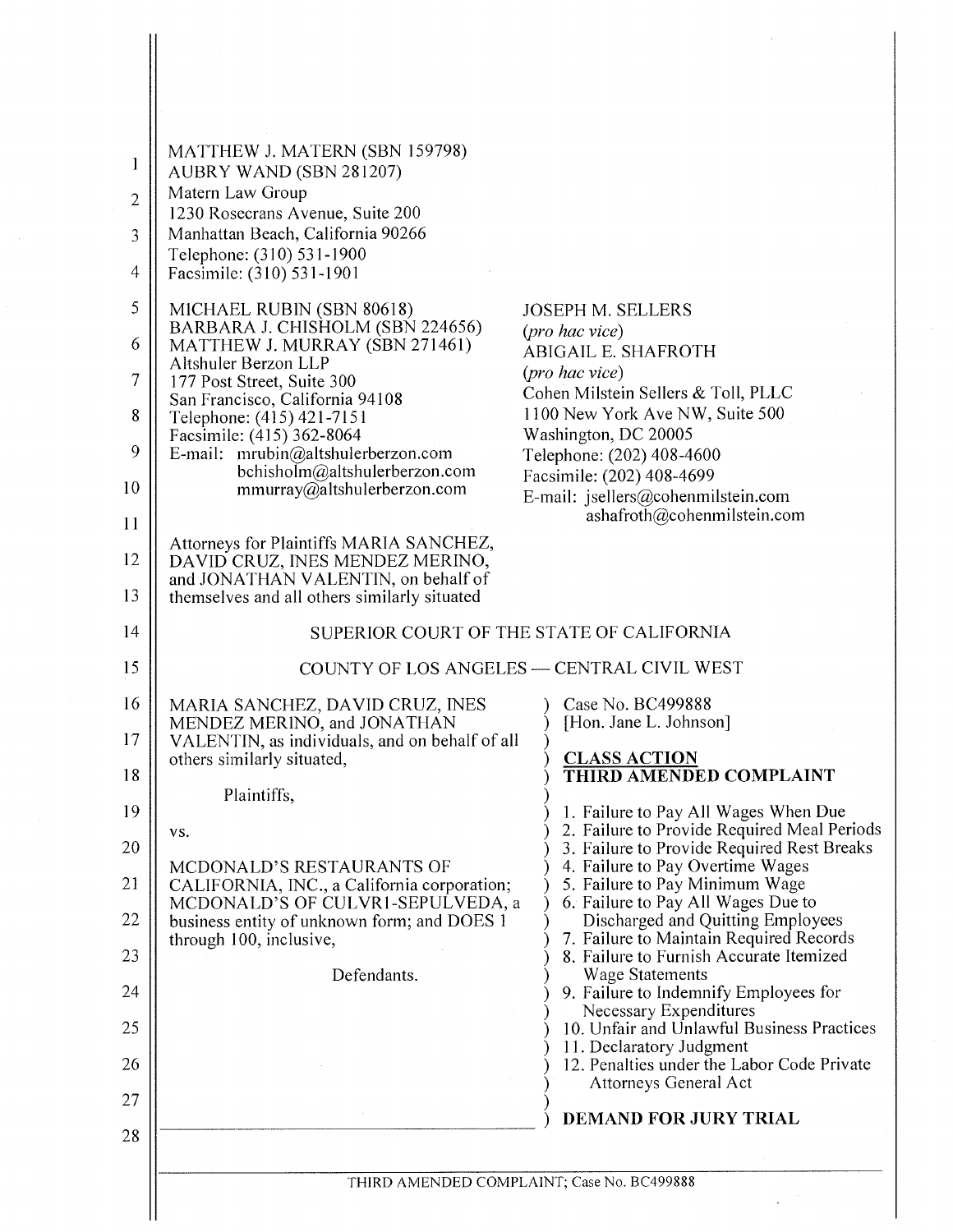MATTHEW J. MATERN (SBN 159798)
AUBRY WAND (SBN 281207)
Matern Law Group
1230 Rosecrans Avenue, Suite 200
Manhattan Beach, California 90266
Telephone: (310) 531-1900
Facsimile: (310) 531-1901

MICHAEL RUBIN (SBN 80618)
BARBARA J. CHISHOLM (SBN 224656)
MATTHEW J. MURRAY (SBN 271461)
Altshuler Berzon LLP
177 Post Street, Suite 300
San Francisco, California 94108
Telephone: (415) 421-7151
Facsimile: (415) 362-8064
E-mail: mrubin@altshulerberzon.com
bchisholm@altshulerberzon.com
mmurray@altshulerberzon.com

JOSEPH M. SELLERS
(*pro hac vice*)
ABIGAIL E. SHAFROTH
(*pro hac vice*)
Cohen Milstein Sellers & Toll, PLLC
1100 New York Ave NW, Suite 500
Washington, DC 20005
Telephone: (202) 408-4600
Facsimile: (202) 408-4699
E-mail: jsellers@cohenmilstein.com
ashafroth@cohenmilstein.com

Attorneys for Plaintiffs MARIA SANCHEZ, DAVID CRUZ, INES MENDEZ MERINO, and JONATHAN VALENTIN, on behalf of themselves and all others similarly situated

SUPERIOR COURT OF THE STATE OF CALIFORNIA

COUNTY OF LOS ANGELES — CENTRAL CIVIL WEST

MARIA SANCHEZ, DAVID CRUZ, INES MENDEZ MERINO, and JONATHAN VALENTIN, as individuals, and on behalf of all others similarly situated,

Plaintiffs,

vs.

MCDONALD'S RESTAURANTS OF CALIFORNIA, INC., a California corporation; MCDONALD'S OF CULVRI-SEPULVEDA, a business entity of unknown form; and DOES 1 through 100, inclusive,

Defendants.

Case No. BC499888
[Hon. Jane L. Johnson]

**CLASS ACTION**
**THIRD AMENDED COMPLAINT**

1. Failure to Pay All Wages When Due
2. Failure to Provide Required Meal Periods
3. Failure to Provide Required Rest Breaks
4. Failure to Pay Overtime Wages
5. Failure to Pay Minimum Wage
6. Failure to Pay All Wages Due to Discharged and Quitting Employees
7. Failure to Maintain Required Records
8. Failure to Furnish Accurate Itemized Wage Statements
9. Failure to Indemnify Employees for Necessary Expenditures
10. Unfair and Unlawful Business Practices
11. Declaratory Judgment
12. Penalties under the Labor Code Private Attorneys General Act

**DEMAND FOR JURY TRIAL**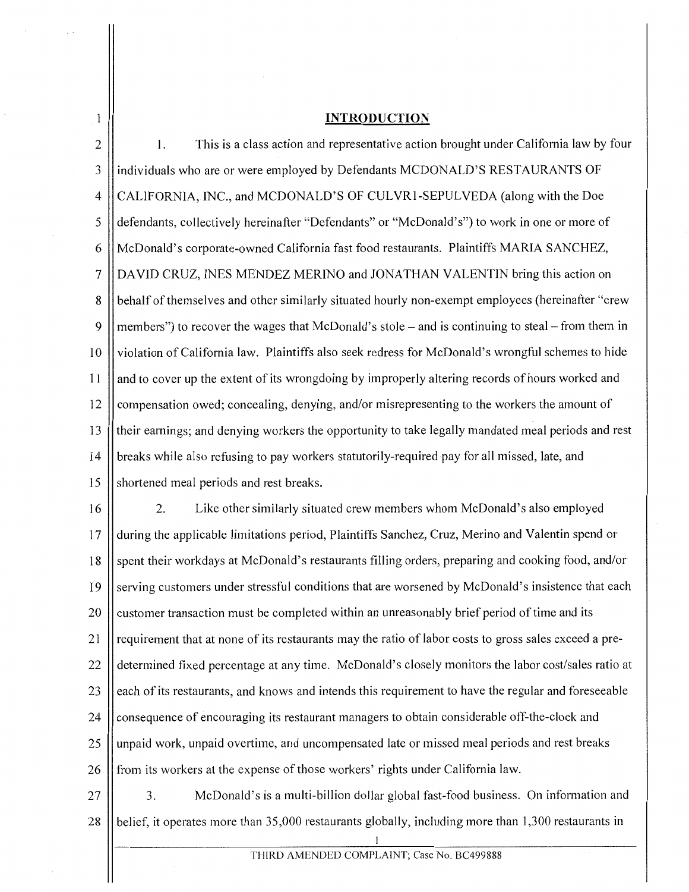## INTRODUCTION

1. This is a class action and representative action brought under California law by four individuals who are or were employed by Defendants MCDONALD'S RESTAURANTS OF CALIFORNIA, INC., and MCDONALD'S OF CULVR1-SEPULVEDA (along with the Doe defendants, collectively hereinafter "Defendants" or "McDonald's") to work in one or more of McDonald's corporate-owned California fast food restaurants. Plaintiffs MARIA SANCHEZ, DAVID CRUZ, INES MENDEZ MERINO and JONATHAN VALENTIN bring this action on behalf of themselves and other similarly situated hourly non-exempt employees (hereinafter "crew members") to recover the wages that McDonald's stole – and is continuing to steal – from them in violation of California law. Plaintiffs also seek redress for McDonald's wrongful schemes to hide and to cover up the extent of its wrongdoing by improperly altering records of hours worked and compensation owed; concealing, denying, and/or misrepresenting to the workers the amount of their earnings; and denying workers the opportunity to take legally mandated meal periods and rest breaks while also refusing to pay workers statutorily-required pay for all missed, late, and shortened meal periods and rest breaks.

2. Like other similarly situated crew members whom McDonald's also employed during the applicable limitations period, Plaintiffs Sanchez, Cruz, Merino and Valentin spend or spent their workdays at McDonald's restaurants filling orders, preparing and cooking food, and/or serving customers under stressful conditions that are worsened by McDonald's insistence that each customer transaction must be completed within an unreasonably brief period of time and its requirement that at none of its restaurants may the ratio of labor costs to gross sales exceed a pre-determined fixed percentage at any time. McDonald's closely monitors the labor cost/sales ratio at each of its restaurants, and knows and intends this requirement to have the regular and foreseeable consequence of encouraging its restaurant managers to obtain considerable off-the-clock and unpaid work, unpaid overtime, and uncompensated late or missed meal periods and rest breaks from its workers at the expense of those workers' rights under California law.

3. McDonald's is a multi-billion dollar global fast-food business. On information and belief, it operates more than 35,000 restaurants globally, including more than 1,300 restaurants in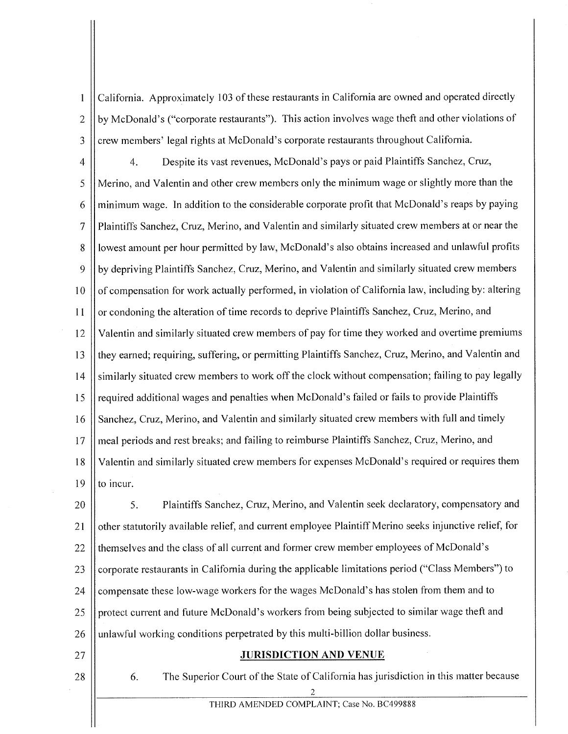California. Approximately 103 of these restaurants in California are owned and operated directly by McDonald's ("corporate restaurants"). This action involves wage theft and other violations of crew members' legal rights at McDonald's corporate restaurants throughout California.

4. Despite its vast revenues, McDonald's pays or paid Plaintiffs Sanchez, Cruz, Merino, and Valentin and other crew members only the minimum wage or slightly more than the minimum wage. In addition to the considerable corporate profit that McDonald's reaps by paying Plaintiffs Sanchez, Cruz, Merino, and Valentin and similarly situated crew members at or near the lowest amount per hour permitted by law, McDonald's also obtains increased and unlawful profits by depriving Plaintiffs Sanchez, Cruz, Merino, and Valentin and similarly situated crew members of compensation for work actually performed, in violation of California law, including by: altering or condoning the alteration of time records to deprive Plaintiffs Sanchez, Cruz, Merino, and Valentin and similarly situated crew members of pay for time they worked and overtime premiums they earned; requiring, suffering, or permitting Plaintiffs Sanchez, Cruz, Merino, and Valentin and similarly situated crew members to work off the clock without compensation; failing to pay legally required additional wages and penalties when McDonald's failed or fails to provide Plaintiffs Sanchez, Cruz, Merino, and Valentin and similarly situated crew members with full and timely meal periods and rest breaks; and failing to reimburse Plaintiffs Sanchez, Cruz, Merino, and Valentin and similarly situated crew members for expenses McDonald's required or requires them to incur.

5. Plaintiffs Sanchez, Cruz, Merino, and Valentin seek declaratory, compensatory and other statutorily available relief, and current employee Plaintiff Merino seeks injunctive relief, for themselves and the class of all current and former crew member employees of McDonald's corporate restaurants in California during the applicable limitations period ("Class Members") to compensate these low-wage workers for the wages McDonald's has stolen from them and to protect current and future McDonald's workers from being subjected to similar wage theft and unlawful working conditions perpetrated by this multi-billion dollar business.

## JURISDICTION AND VENUE

6. The Superior Court of the State of California has jurisdiction in this matter because

THIRD AMENDED COMPLAINT; Case No. BC499888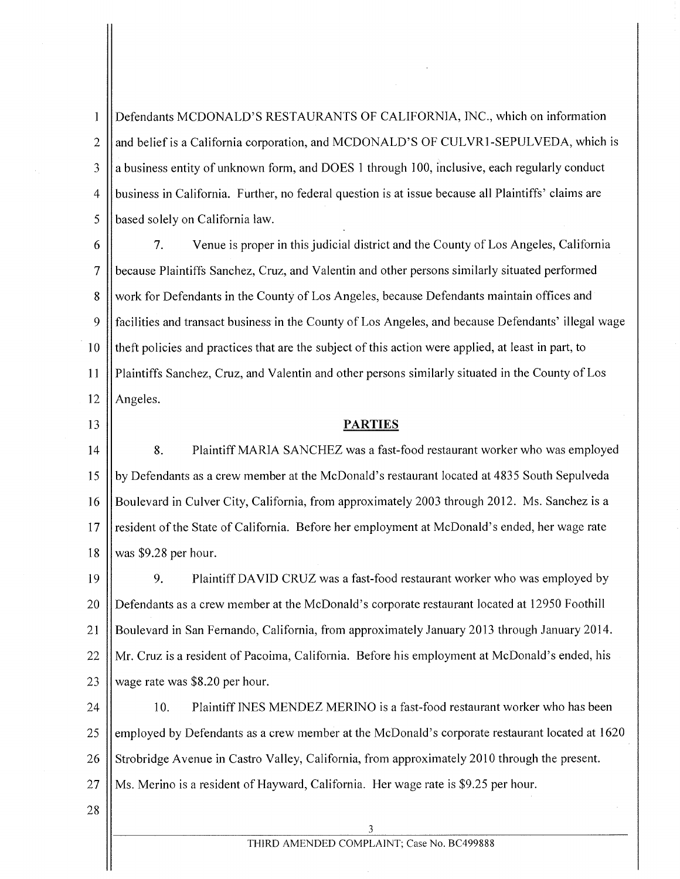Defendants MCDONALD'S RESTAURANTS OF CALIFORNIA, INC., which on information and belief is a California corporation, and MCDONALD'S OF CULVR1-SEPULVEDA, which is a business entity of unknown form, and DOES 1 through 100, inclusive, each regularly conduct business in California. Further, no federal question is at issue because all Plaintiffs' claims are based solely on California law.

7. Venue is proper in this judicial district and the County of Los Angeles, California because Plaintiffs Sanchez, Cruz, and Valentin and other persons similarly situated performed work for Defendants in the County of Los Angeles, because Defendants maintain offices and facilities and transact business in the County of Los Angeles, and because Defendants' illegal wage theft policies and practices that are the subject of this action were applied, at least in part, to Plaintiffs Sanchez, Cruz, and Valentin and other persons similarly situated in the County of Los Angeles.

## PARTIES

8. Plaintiff MARIA SANCHEZ was a fast-food restaurant worker who was employed by Defendants as a crew member at the McDonald's restaurant located at 4835 South Sepulveda Boulevard in Culver City, California, from approximately 2003 through 2012. Ms. Sanchez is a resident of the State of California. Before her employment at McDonald's ended, her wage rate was $9.28 per hour.

9. Plaintiff DAVID CRUZ was a fast-food restaurant worker who was employed by Defendants as a crew member at the McDonald's corporate restaurant located at 12950 Foothill Boulevard in San Fernando, California, from approximately January 2013 through January 2014. Mr. Cruz is a resident of Pacoima, California. Before his employment at McDonald's ended, his wage rate was $8.20 per hour.

10. Plaintiff INES MENDEZ MERINO is a fast-food restaurant worker who has been employed by Defendants as a crew member at the McDonald's corporate restaurant located at 1620 Strobridge Avenue in Castro Valley, California, from approximately 2010 through the present. Ms. Merino is a resident of Hayward, California. Her wage rate is $9.25 per hour.

THIRD AMENDED COMPLAINT; Case No. BC499888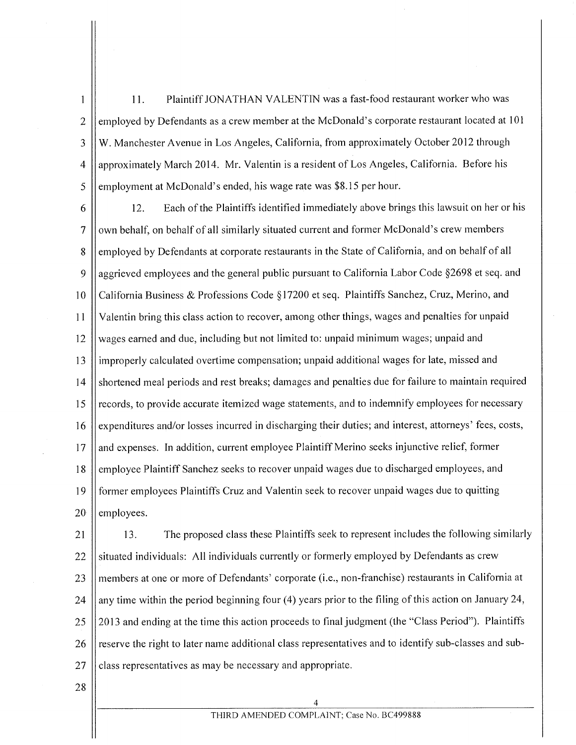11. Plaintiff JONATHAN VALENTIN was a fast-food restaurant worker who was employed by Defendants as a crew member at the McDonald's corporate restaurant located at 101 W. Manchester Avenue in Los Angeles, California, from approximately October 2012 through approximately March 2014. Mr. Valentin is a resident of Los Angeles, California. Before his employment at McDonald's ended, his wage rate was $8.15 per hour.

12. Each of the Plaintiffs identified immediately above brings this lawsuit on her or his own behalf, on behalf of all similarly situated current and former McDonald's crew members employed by Defendants at corporate restaurants in the State of California, and on behalf of all aggrieved employees and the general public pursuant to California Labor Code §2698 et seq. and California Business & Professions Code §17200 et seq. Plaintiffs Sanchez, Cruz, Merino, and Valentin bring this class action to recover, among other things, wages and penalties for unpaid wages earned and due, including but not limited to: unpaid minimum wages; unpaid and improperly calculated overtime compensation; unpaid additional wages for late, missed and shortened meal periods and rest breaks; damages and penalties due for failure to maintain required records, to provide accurate itemized wage statements, and to indemnify employees for necessary expenditures and/or losses incurred in discharging their duties; and interest, attorneys' fees, costs, and expenses. In addition, current employee Plaintiff Merino seeks injunctive relief, former employee Plaintiff Sanchez seeks to recover unpaid wages due to discharged employees, and former employees Plaintiffs Cruz and Valentin seek to recover unpaid wages due to quitting employees.

13. The proposed class these Plaintiffs seek to represent includes the following similarly situated individuals: All individuals currently or formerly employed by Defendants as crew members at one or more of Defendants' corporate (i.e., non-franchise) restaurants in California at any time within the period beginning four (4) years prior to the filing of this action on January 24, 2013 and ending at the time this action proceeds to final judgment (the "Class Period"). Plaintiffs reserve the right to later name additional class representatives and to identify sub-classes and sub-class representatives as may be necessary and appropriate.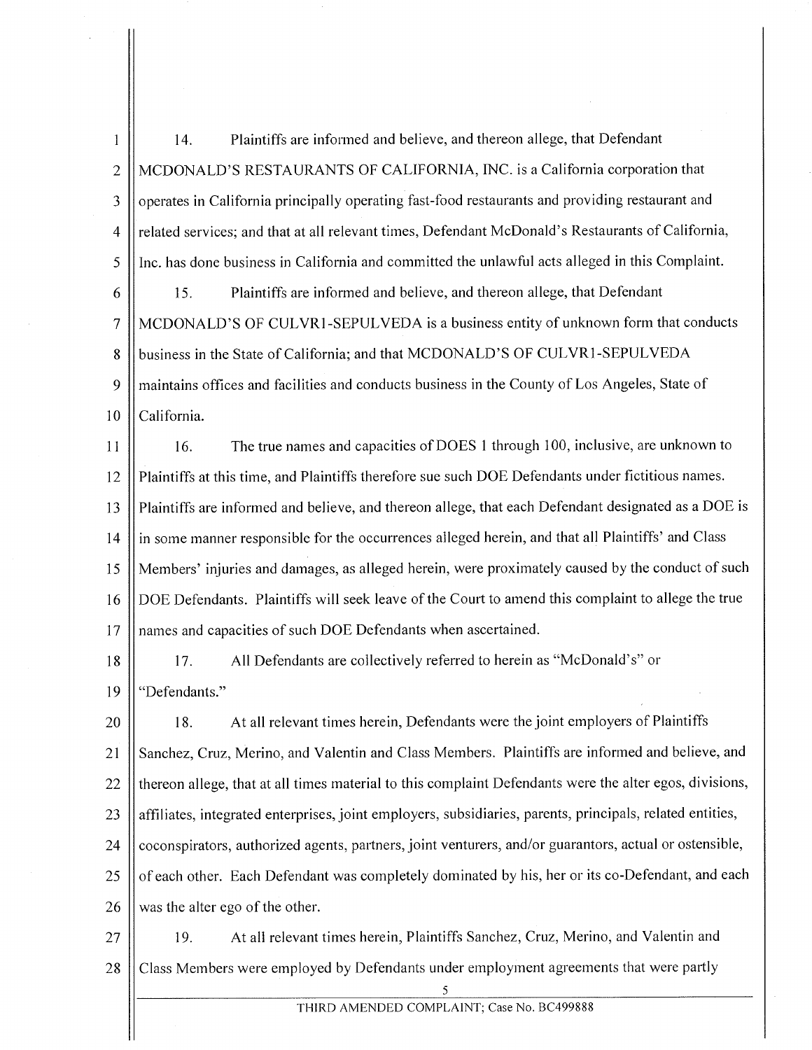14. Plaintiffs are informed and believe, and thereon allege, that Defendant MCDONALD'S RESTAURANTS OF CALIFORNIA, INC. is a California corporation that operates in California principally operating fast-food restaurants and providing restaurant and related services; and that at all relevant times, Defendant McDonald's Restaurants of California, Inc. has done business in California and committed the unlawful acts alleged in this Complaint.

15. Plaintiffs are informed and believe, and thereon allege, that Defendant MCDONALD'S OF CULVR1-SEPULVEDA is a business entity of unknown form that conducts business in the State of California; and that MCDONALD'S OF CULVR1-SEPULVEDA maintains offices and facilities and conducts business in the County of Los Angeles, State of California.

16. The true names and capacities of DOES 1 through 100, inclusive, are unknown to Plaintiffs at this time, and Plaintiffs therefore sue such DOE Defendants under fictitious names. Plaintiffs are informed and believe, and thereon allege, that each Defendant designated as a DOE is in some manner responsible for the occurrences alleged herein, and that all Plaintiffs' and Class Members' injuries and damages, as alleged herein, were proximately caused by the conduct of such DOE Defendants. Plaintiffs will seek leave of the Court to amend this complaint to allege the true names and capacities of such DOE Defendants when ascertained.

17. All Defendants are collectively referred to herein as "McDonald's" or "Defendants."

18. At all relevant times herein, Defendants were the joint employers of Plaintiffs Sanchez, Cruz, Merino, and Valentin and Class Members. Plaintiffs are informed and believe, and thereon allege, that at all times material to this complaint Defendants were the alter egos, divisions, affiliates, integrated enterprises, joint employers, subsidiaries, parents, principals, related entities, coconspirators, authorized agents, partners, joint venturers, and/or guarantors, actual or ostensible, of each other. Each Defendant was completely dominated by his, her or its co-Defendant, and each was the alter ego of the other.

19. At all relevant times herein, Plaintiffs Sanchez, Cruz, Merino, and Valentin and Class Members were employed by Defendants under employment agreements that were partly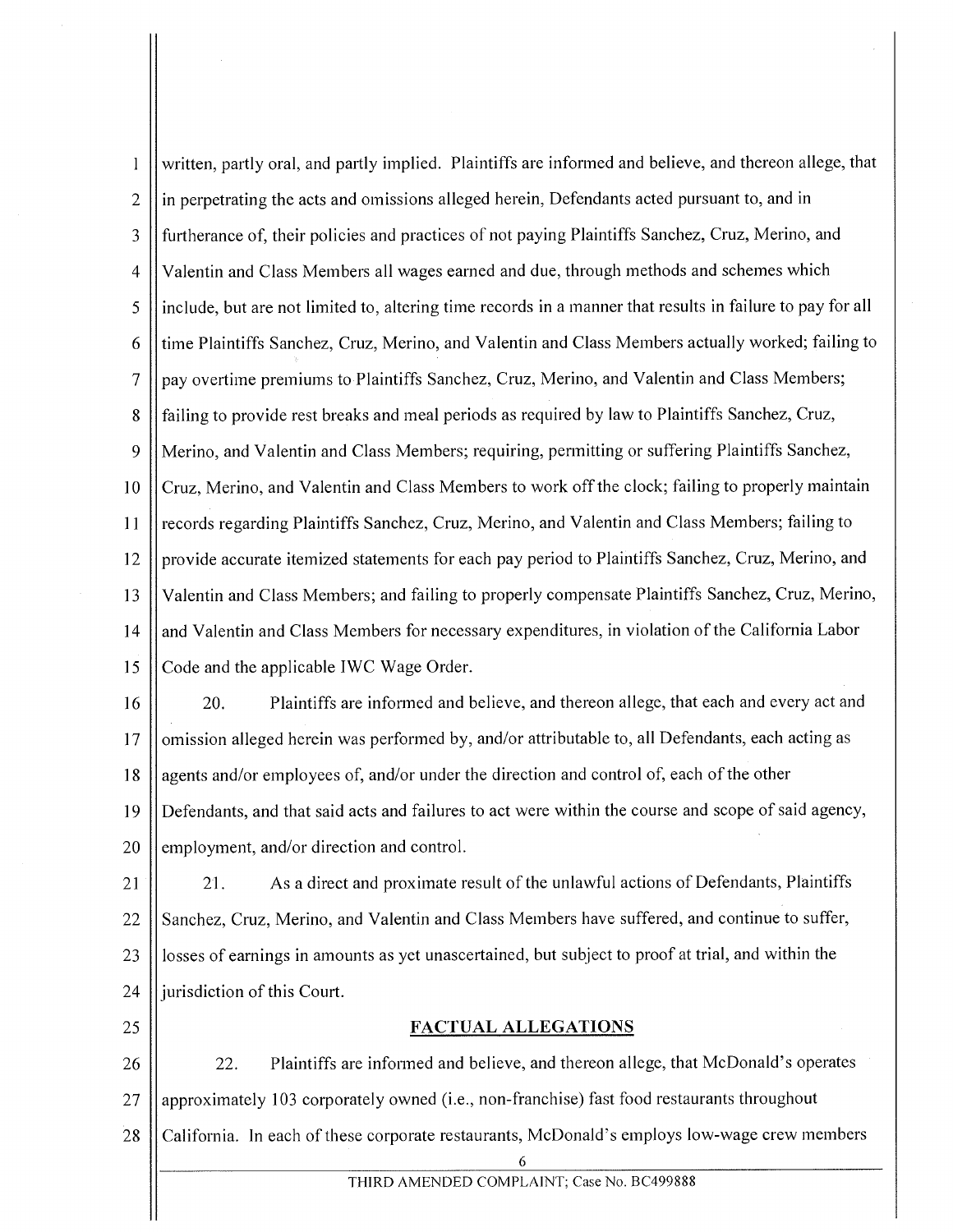written, partly oral, and partly implied. Plaintiffs are informed and believe, and thereon allege, that in perpetrating the acts and omissions alleged herein, Defendants acted pursuant to, and in furtherance of, their policies and practices of not paying Plaintiffs Sanchez, Cruz, Merino, and Valentin and Class Members all wages earned and due, through methods and schemes which include, but are not limited to, altering time records in a manner that results in failure to pay for all time Plaintiffs Sanchez, Cruz, Merino, and Valentin and Class Members actually worked; failing to pay overtime premiums to Plaintiffs Sanchez, Cruz, Merino, and Valentin and Class Members; failing to provide rest breaks and meal periods as required by law to Plaintiffs Sanchez, Cruz, Merino, and Valentin and Class Members; requiring, permitting or suffering Plaintiffs Sanchez, Cruz, Merino, and Valentin and Class Members to work off the clock; failing to properly maintain records regarding Plaintiffs Sanchez, Cruz, Merino, and Valentin and Class Members; failing to provide accurate itemized statements for each pay period to Plaintiffs Sanchez, Cruz, Merino, and Valentin and Class Members; and failing to properly compensate Plaintiffs Sanchez, Cruz, Merino, and Valentin and Class Members for necessary expenditures, in violation of the California Labor Code and the applicable IWC Wage Order.

20. Plaintiffs are informed and believe, and thereon allege, that each and every act and omission alleged herein was performed by, and/or attributable to, all Defendants, each acting as agents and/or employees of, and/or under the direction and control of, each of the other Defendants, and that said acts and failures to act were within the course and scope of said agency, employment, and/or direction and control.

21. As a direct and proximate result of the unlawful actions of Defendants, Plaintiffs Sanchez, Cruz, Merino, and Valentin and Class Members have suffered, and continue to suffer, losses of earnings in amounts as yet unascertained, but subject to proof at trial, and within the jurisdiction of this Court.

## FACTUAL ALLEGATIONS

22. Plaintiffs are informed and believe, and thereon allege, that McDonald's operates approximately 103 corporately owned (i.e., non-franchise) fast food restaurants throughout California. In each of these corporate restaurants, McDonald's employs low-wage crew members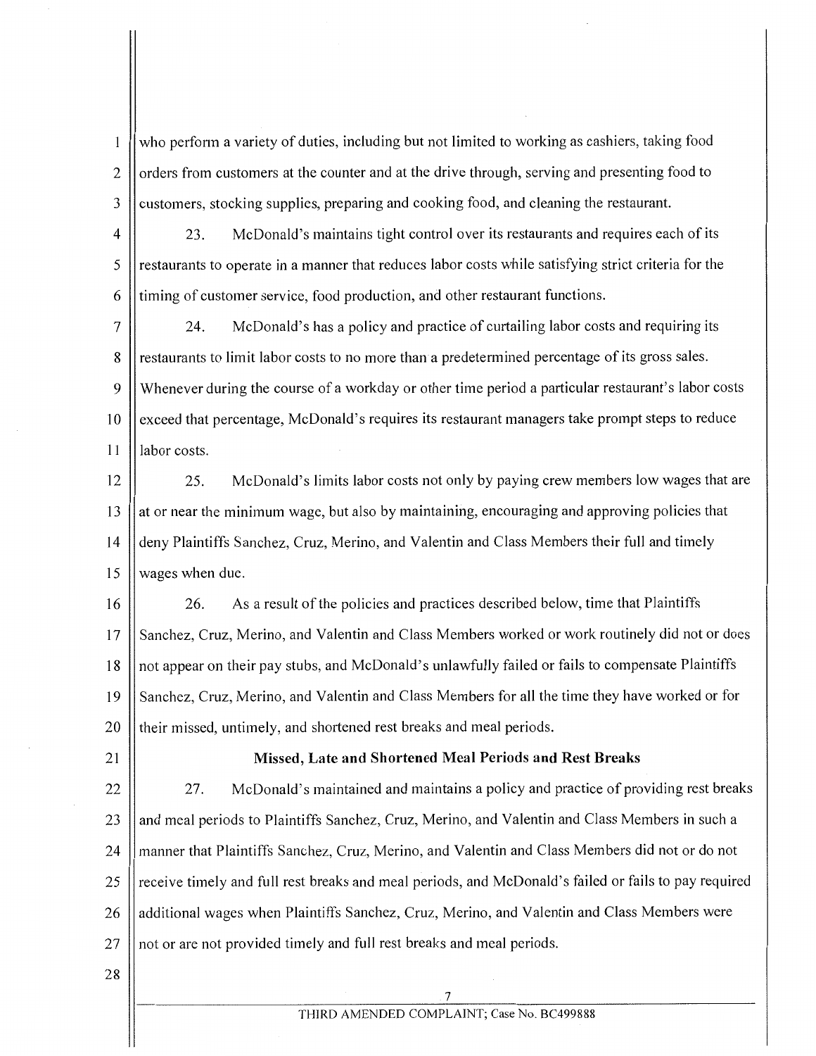who perform a variety of duties, including but not limited to working as cashiers, taking food orders from customers at the counter and at the drive through, serving and presenting food to customers, stocking supplies, preparing and cooking food, and cleaning the restaurant.

23. McDonald's maintains tight control over its restaurants and requires each of its restaurants to operate in a manner that reduces labor costs while satisfying strict criteria for the timing of customer service, food production, and other restaurant functions.

24. McDonald's has a policy and practice of curtailing labor costs and requiring its restaurants to limit labor costs to no more than a predetermined percentage of its gross sales. Whenever during the course of a workday or other time period a particular restaurant's labor costs exceed that percentage, McDonald's requires its restaurant managers take prompt steps to reduce labor costs.

25. McDonald's limits labor costs not only by paying crew members low wages that are at or near the minimum wage, but also by maintaining, encouraging and approving policies that deny Plaintiffs Sanchez, Cruz, Merino, and Valentin and Class Members their full and timely wages when due.

26. As a result of the policies and practices described below, time that Plaintiffs Sanchez, Cruz, Merino, and Valentin and Class Members worked or work routinely did not or does not appear on their pay stubs, and McDonald's unlawfully failed or fails to compensate Plaintiffs Sanchez, Cruz, Merino, and Valentin and Class Members for all the time they have worked or for their missed, untimely, and shortened rest breaks and meal periods.

**Missed, Late and Shortened Meal Periods and Rest Breaks**

27. McDonald's maintained and maintains a policy and practice of providing rest breaks and meal periods to Plaintiffs Sanchez, Cruz, Merino, and Valentin and Class Members in such a manner that Plaintiffs Sanchez, Cruz, Merino, and Valentin and Class Members did not or do not receive timely and full rest breaks and meal periods, and McDonald's failed or fails to pay required additional wages when Plaintiffs Sanchez, Cruz, Merino, and Valentin and Class Members were not or are not provided timely and full rest breaks and meal periods.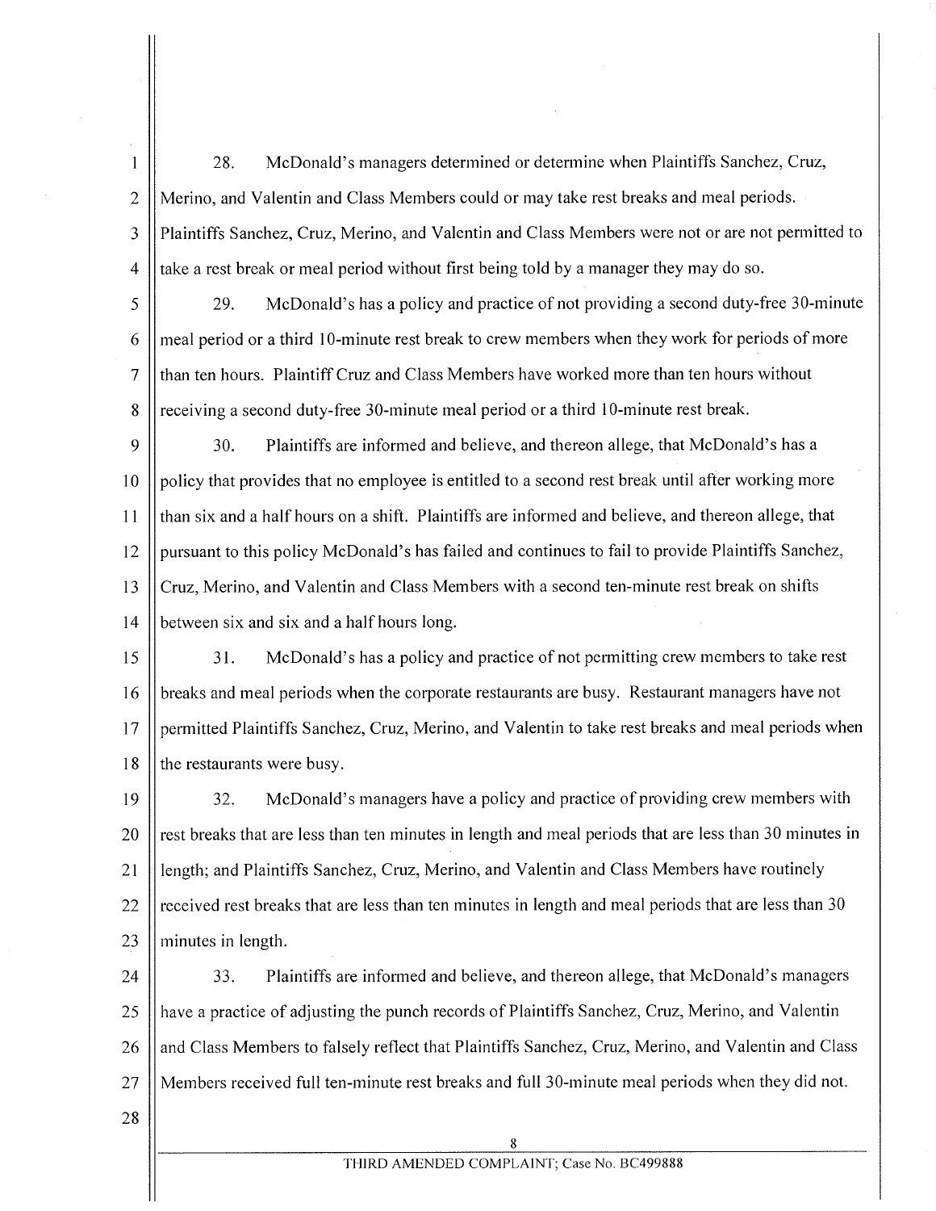28. McDonald's managers determined or determine when Plaintiffs Sanchez, Cruz, Merino, and Valentin and Class Members could or may take rest breaks and meal periods. Plaintiffs Sanchez, Cruz, Merino, and Valentin and Class Members were not or are not permitted to take a rest break or meal period without first being told by a manager they may do so.

29. McDonald's has a policy and practice of not providing a second duty-free 30-minute meal period or a third 10-minute rest break to crew members when they work for periods of more than ten hours. Plaintiff Cruz and Class Members have worked more than ten hours without receiving a second duty-free 30-minute meal period or a third 10-minute rest break.

30. Plaintiffs are informed and believe, and thereon allege, that McDonald's has a policy that provides that no employee is entitled to a second rest break until after working more than six and a half hours on a shift. Plaintiffs are informed and believe, and thereon allege, that pursuant to this policy McDonald's has failed and continues to fail to provide Plaintiffs Sanchez, Cruz, Merino, and Valentin and Class Members with a second ten-minute rest break on shifts between six and six and a half hours long.

31. McDonald's has a policy and practice of not permitting crew members to take rest breaks and meal periods when the corporate restaurants are busy. Restaurant managers have not permitted Plaintiffs Sanchez, Cruz, Merino, and Valentin to take rest breaks and meal periods when the restaurants were busy.

32. McDonald's managers have a policy and practice of providing crew members with rest breaks that are less than ten minutes in length and meal periods that are less than 30 minutes in length; and Plaintiffs Sanchez, Cruz, Merino, and Valentin and Class Members have routinely received rest breaks that are less than ten minutes in length and meal periods that are less than 30 minutes in length.

33. Plaintiffs are informed and believe, and thereon allege, that McDonald's managers have a practice of adjusting the punch records of Plaintiffs Sanchez, Cruz, Merino, and Valentin and Class Members to falsely reflect that Plaintiffs Sanchez, Cruz, Merino, and Valentin and Class Members received full ten-minute rest breaks and full 30-minute meal periods when they did not.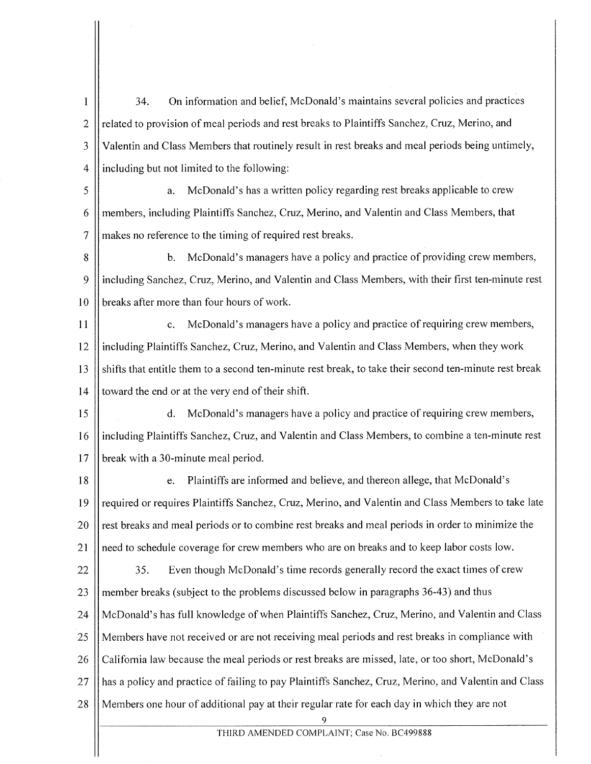34. On information and belief, McDonald's maintains several policies and practices related to provision of meal periods and rest breaks to Plaintiffs Sanchez, Cruz, Merino, and Valentin and Class Members that routinely result in rest breaks and meal periods being untimely, including but not limited to the following:

a. McDonald's has a written policy regarding rest breaks applicable to crew members, including Plaintiffs Sanchez, Cruz, Merino, and Valentin and Class Members, that makes no reference to the timing of required rest breaks.

b. McDonald's managers have a policy and practice of providing crew members, including Sanchez, Cruz, Merino, and Valentin and Class Members, with their first ten-minute rest breaks after more than four hours of work.

c. McDonald's managers have a policy and practice of requiring crew members, including Plaintiffs Sanchez, Cruz, Merino, and Valentin and Class Members, when they work shifts that entitle them to a second ten-minute rest break, to take their second ten-minute rest break toward the end or at the very end of their shift.

d. McDonald's managers have a policy and practice of requiring crew members, including Plaintiffs Sanchez, Cruz, and Valentin and Class Members, to combine a ten-minute rest break with a 30-minute meal period.

e. Plaintiffs are informed and believe, and thereon allege, that McDonald's required or requires Plaintiffs Sanchez, Cruz, Merino, and Valentin and Class Members to take late rest breaks and meal periods or to combine rest breaks and meal periods in order to minimize the need to schedule coverage for crew members who are on breaks and to keep labor costs low.

35. Even though McDonald's time records generally record the exact times of crew member breaks (subject to the problems discussed below in paragraphs 36-43) and thus McDonald's has full knowledge of when Plaintiffs Sanchez, Cruz, Merino, and Valentin and Class Members have not received or are not receiving meal periods and rest breaks in compliance with California law because the meal periods or rest breaks are missed, late, or too short, McDonald's has a policy and practice of failing to pay Plaintiffs Sanchez, Cruz, Merino, and Valentin and Class Members one hour of additional pay at their regular rate for each day in which they are not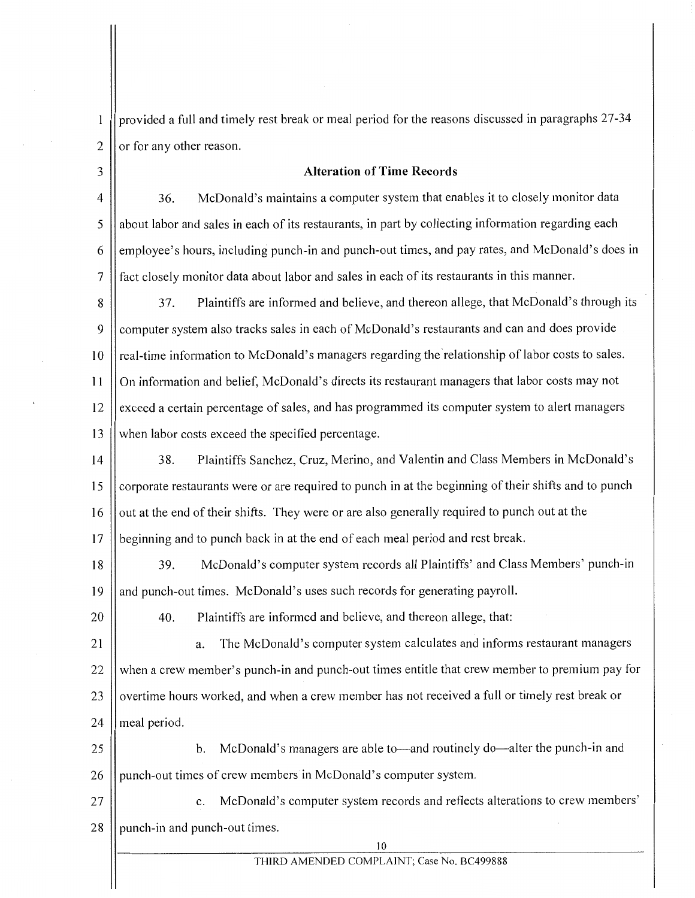provided a full and timely rest break or meal period for the reasons discussed in paragraphs 27-34 or for any other reason.

### Alteration of Time Records

36. McDonald's maintains a computer system that enables it to closely monitor data about labor and sales in each of its restaurants, in part by collecting information regarding each employee's hours, including punch-in and punch-out times, and pay rates, and McDonald's does in fact closely monitor data about labor and sales in each of its restaurants in this manner.

37. Plaintiffs are informed and believe, and thereon allege, that McDonald's through its computer system also tracks sales in each of McDonald's restaurants and can and does provide real-time information to McDonald's managers regarding the relationship of labor costs to sales. On information and belief, McDonald's directs its restaurant managers that labor costs may not exceed a certain percentage of sales, and has programmed its computer system to alert managers when labor costs exceed the specified percentage.

38. Plaintiffs Sanchez, Cruz, Merino, and Valentin and Class Members in McDonald's corporate restaurants were or are required to punch in at the beginning of their shifts and to punch out at the end of their shifts. They were or are also generally required to punch out at the beginning and to punch back in at the end of each meal period and rest break.

39. McDonald's computer system records all Plaintiffs' and Class Members' punch-in and punch-out times. McDonald's uses such records for generating payroll.

40. Plaintiffs are informed and believe, and thereon allege, that:

a. The McDonald's computer system calculates and informs restaurant managers when a crew member's punch-in and punch-out times entitle that crew member to premium pay for overtime hours worked, and when a crew member has not received a full or timely rest break or meal period.

b. McDonald's managers are able to—and routinely do—alter the punch-in and punch-out times of crew members in McDonald's computer system.

c. McDonald's computer system records and reflects alterations to crew members' punch-in and punch-out times.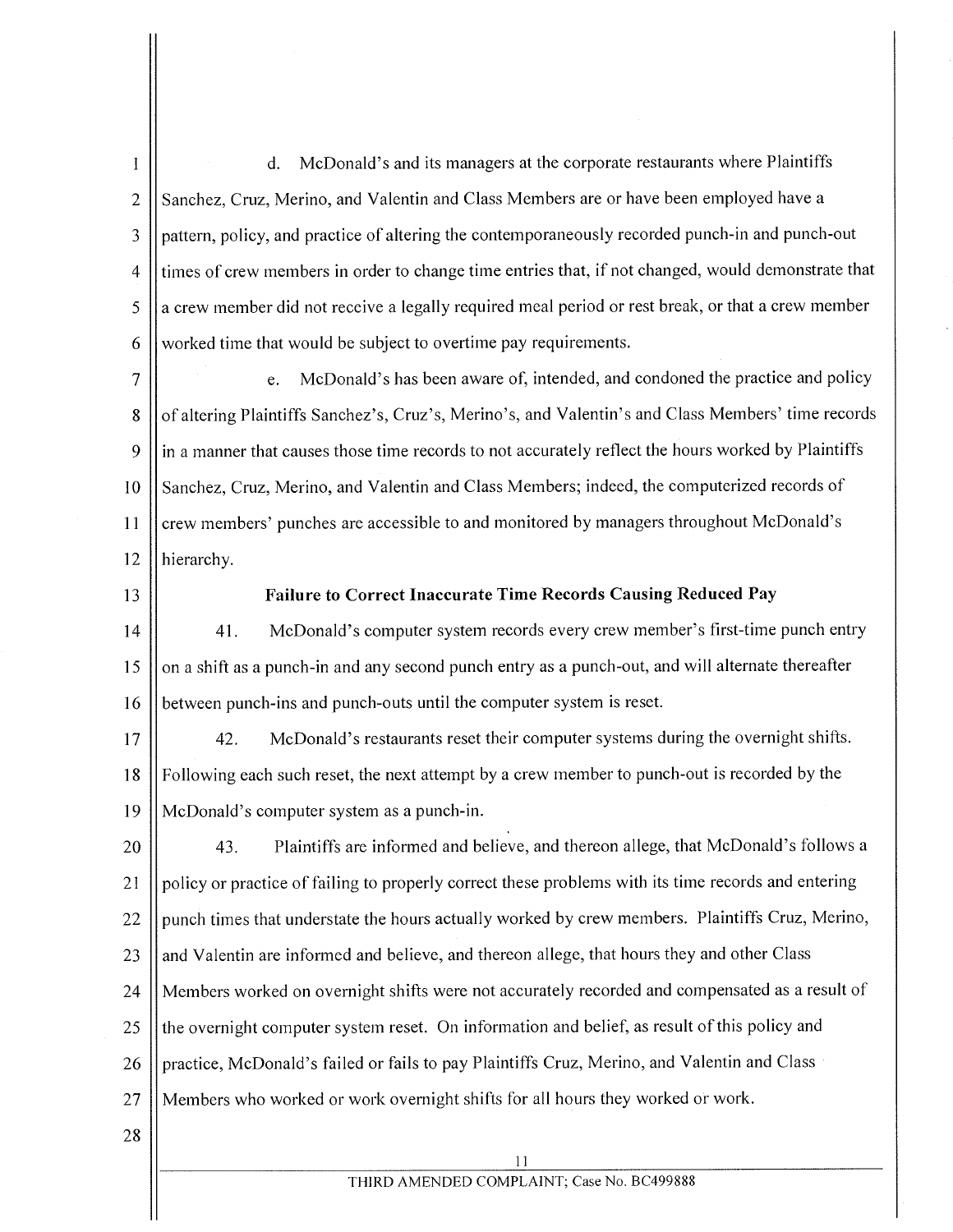d. McDonald's and its managers at the corporate restaurants where Plaintiffs Sanchez, Cruz, Merino, and Valentin and Class Members are or have been employed have a pattern, policy, and practice of altering the contemporaneously recorded punch-in and punch-out times of crew members in order to change time entries that, if not changed, would demonstrate that a crew member did not receive a legally required meal period or rest break, or that a crew member worked time that would be subject to overtime pay requirements.

e. McDonald's has been aware of, intended, and condoned the practice and policy of altering Plaintiffs Sanchez's, Cruz's, Merino's, and Valentin's and Class Members' time records in a manner that causes those time records to not accurately reflect the hours worked by Plaintiffs Sanchez, Cruz, Merino, and Valentin and Class Members; indeed, the computerized records of crew members' punches are accessible to and monitored by managers throughout McDonald's hierarchy.

**Failure to Correct Inaccurate Time Records Causing Reduced Pay**

41. McDonald's computer system records every crew member's first-time punch entry on a shift as a punch-in and any second punch entry as a punch-out, and will alternate thereafter between punch-ins and punch-outs until the computer system is reset.

42. McDonald's restaurants reset their computer systems during the overnight shifts. Following each such reset, the next attempt by a crew member to punch-out is recorded by the McDonald's computer system as a punch-in.

43. Plaintiffs are informed and believe, and thereon allege, that McDonald's follows a policy or practice of failing to properly correct these problems with its time records and entering punch times that understate the hours actually worked by crew members. Plaintiffs Cruz, Merino, and Valentin are informed and believe, and thereon allege, that hours they and other Class Members worked on overnight shifts were not accurately recorded and compensated as a result of the overnight computer system reset. On information and belief, as result of this policy and practice, McDonald's failed or fails to pay Plaintiffs Cruz, Merino, and Valentin and Class Members who worked or work overnight shifts for all hours they worked or work.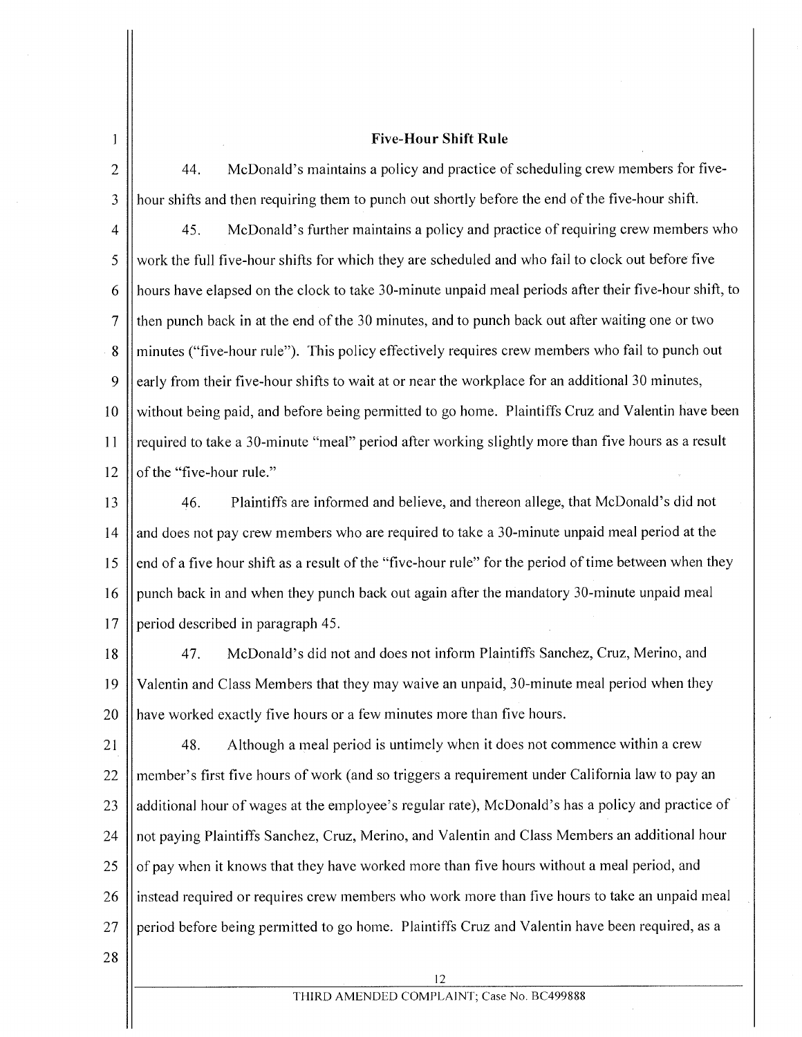## Five-Hour Shift Rule

44. McDonald's maintains a policy and practice of scheduling crew members for five-hour shifts and then requiring them to punch out shortly before the end of the five-hour shift.

45. McDonald's further maintains a policy and practice of requiring crew members who work the full five-hour shifts for which they are scheduled and who fail to clock out before five hours have elapsed on the clock to take 30-minute unpaid meal periods after their five-hour shift, to then punch back in at the end of the 30 minutes, and to punch back out after waiting one or two minutes ("five-hour rule"). This policy effectively requires crew members who fail to punch out early from their five-hour shifts to wait at or near the workplace for an additional 30 minutes, without being paid, and before being permitted to go home. Plaintiffs Cruz and Valentin have been required to take a 30-minute "meal" period after working slightly more than five hours as a result of the "five-hour rule."

46. Plaintiffs are informed and believe, and thereon allege, that McDonald's did not and does not pay crew members who are required to take a 30-minute unpaid meal period at the end of a five hour shift as a result of the "five-hour rule" for the period of time between when they punch back in and when they punch back out again after the mandatory 30-minute unpaid meal period described in paragraph 45.

47. McDonald's did not and does not inform Plaintiffs Sanchez, Cruz, Merino, and Valentin and Class Members that they may waive an unpaid, 30-minute meal period when they have worked exactly five hours or a few minutes more than five hours.

48. Although a meal period is untimely when it does not commence within a crew member's first five hours of work (and so triggers a requirement under California law to pay an additional hour of wages at the employee's regular rate), McDonald's has a policy and practice of not paying Plaintiffs Sanchez, Cruz, Merino, and Valentin and Class Members an additional hour of pay when it knows that they have worked more than five hours without a meal period, and instead required or requires crew members who work more than five hours to take an unpaid meal period before being permitted to go home. Plaintiffs Cruz and Valentin have been required, as a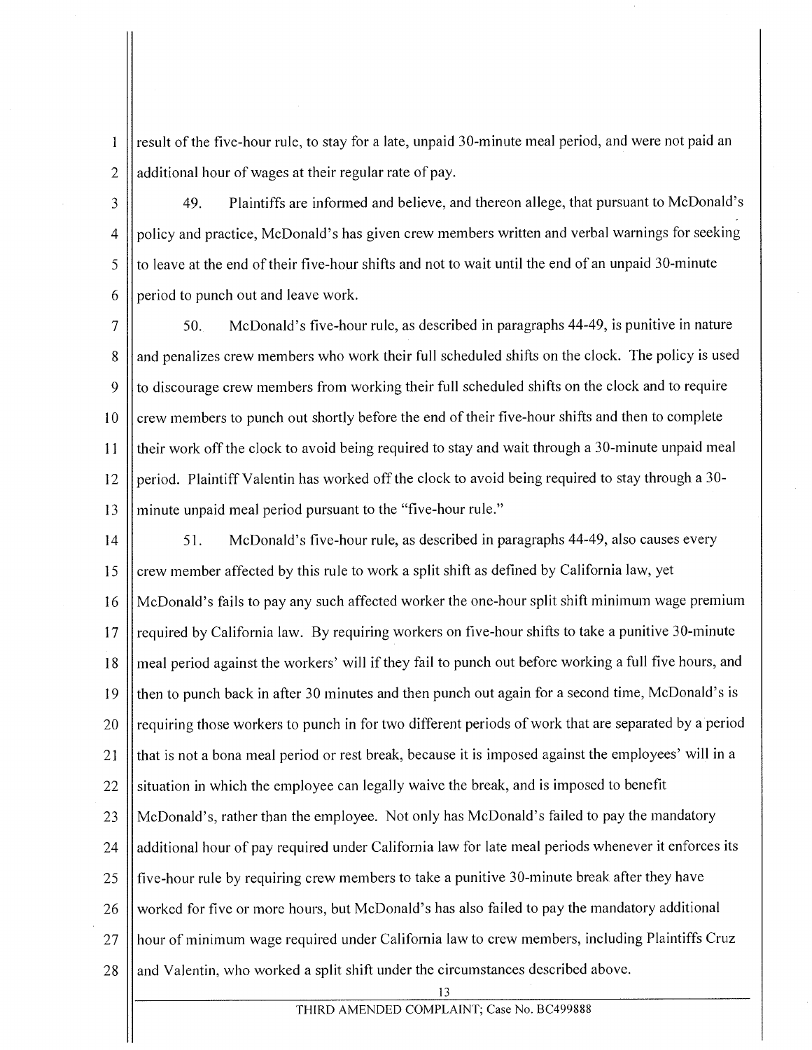result of the five-hour rule, to stay for a late, unpaid 30-minute meal period, and were not paid an additional hour of wages at their regular rate of pay.

49. Plaintiffs are informed and believe, and thereon allege, that pursuant to McDonald's policy and practice, McDonald's has given crew members written and verbal warnings for seeking to leave at the end of their five-hour shifts and not to wait until the end of an unpaid 30-minute period to punch out and leave work.

50. McDonald's five-hour rule, as described in paragraphs 44-49, is punitive in nature and penalizes crew members who work their full scheduled shifts on the clock. The policy is used to discourage crew members from working their full scheduled shifts on the clock and to require crew members to punch out shortly before the end of their five-hour shifts and then to complete their work off the clock to avoid being required to stay and wait through a 30-minute unpaid meal period. Plaintiff Valentin has worked off the clock to avoid being required to stay through a 30-minute unpaid meal period pursuant to the "five-hour rule."

51. McDonald's five-hour rule, as described in paragraphs 44-49, also causes every crew member affected by this rule to work a split shift as defined by California law, yet McDonald's fails to pay any such affected worker the one-hour split shift minimum wage premium required by California law. By requiring workers on five-hour shifts to take a punitive 30-minute meal period against the workers' will if they fail to punch out before working a full five hours, and then to punch back in after 30 minutes and then punch out again for a second time, McDonald's is requiring those workers to punch in for two different periods of work that are separated by a period that is not a bona meal period or rest break, because it is imposed against the employees' will in a situation in which the employee can legally waive the break, and is imposed to benefit McDonald's, rather than the employee. Not only has McDonald's failed to pay the mandatory additional hour of pay required under California law for late meal periods whenever it enforces its five-hour rule by requiring crew members to take a punitive 30-minute break after they have worked for five or more hours, but McDonald's has also failed to pay the mandatory additional hour of minimum wage required under California law to crew members, including Plaintiffs Cruz and Valentin, who worked a split shift under the circumstances described above.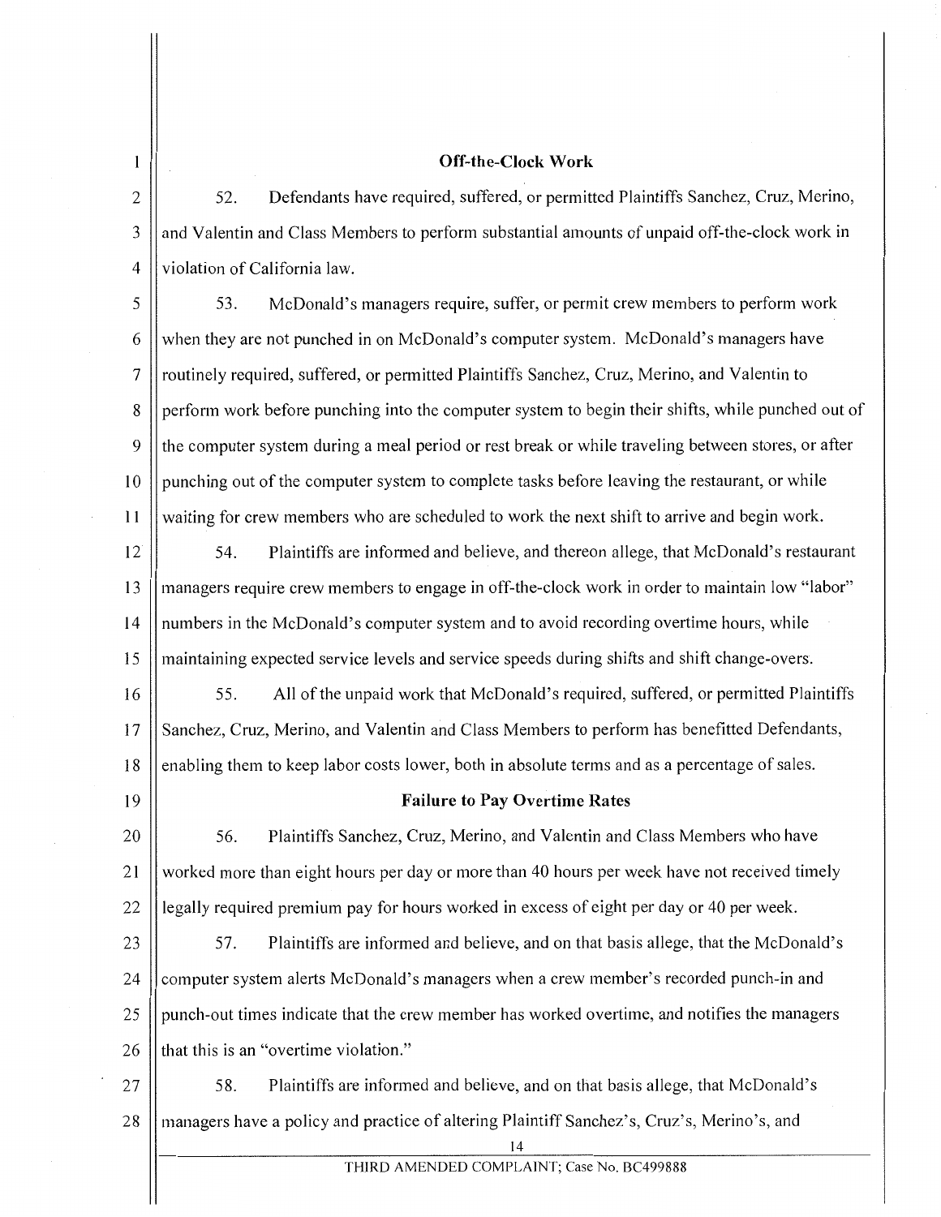## Off-the-Clock Work

52. Defendants have required, suffered, or permitted Plaintiffs Sanchez, Cruz, Merino, and Valentin and Class Members to perform substantial amounts of unpaid off-the-clock work in violation of California law.

53. McDonald's managers require, suffer, or permit crew members to perform work when they are not punched in on McDonald's computer system. McDonald's managers have routinely required, suffered, or permitted Plaintiffs Sanchez, Cruz, Merino, and Valentin to perform work before punching into the computer system to begin their shifts, while punched out of the computer system during a meal period or rest break or while traveling between stores, or after punching out of the computer system to complete tasks before leaving the restaurant, or while waiting for crew members who are scheduled to work the next shift to arrive and begin work.

54. Plaintiffs are informed and believe, and thereon allege, that McDonald's restaurant managers require crew members to engage in off-the-clock work in order to maintain low "labor" numbers in the McDonald's computer system and to avoid recording overtime hours, while maintaining expected service levels and service speeds during shifts and shift change-overs.

55. All of the unpaid work that McDonald's required, suffered, or permitted Plaintiffs Sanchez, Cruz, Merino, and Valentin and Class Members to perform has benefitted Defendants, enabling them to keep labor costs lower, both in absolute terms and as a percentage of sales.

## Failure to Pay Overtime Rates

56. Plaintiffs Sanchez, Cruz, Merino, and Valentin and Class Members who have worked more than eight hours per day or more than 40 hours per week have not received timely legally required premium pay for hours worked in excess of eight per day or 40 per week.

57. Plaintiffs are informed and believe, and on that basis allege, that the McDonald's computer system alerts McDonald's managers when a crew member's recorded punch-in and punch-out times indicate that the crew member has worked overtime, and notifies the managers that this is an "overtime violation."

58. Plaintiffs are informed and believe, and on that basis allege, that McDonald's managers have a policy and practice of altering Plaintiff Sanchez's, Cruz's, Merino's, and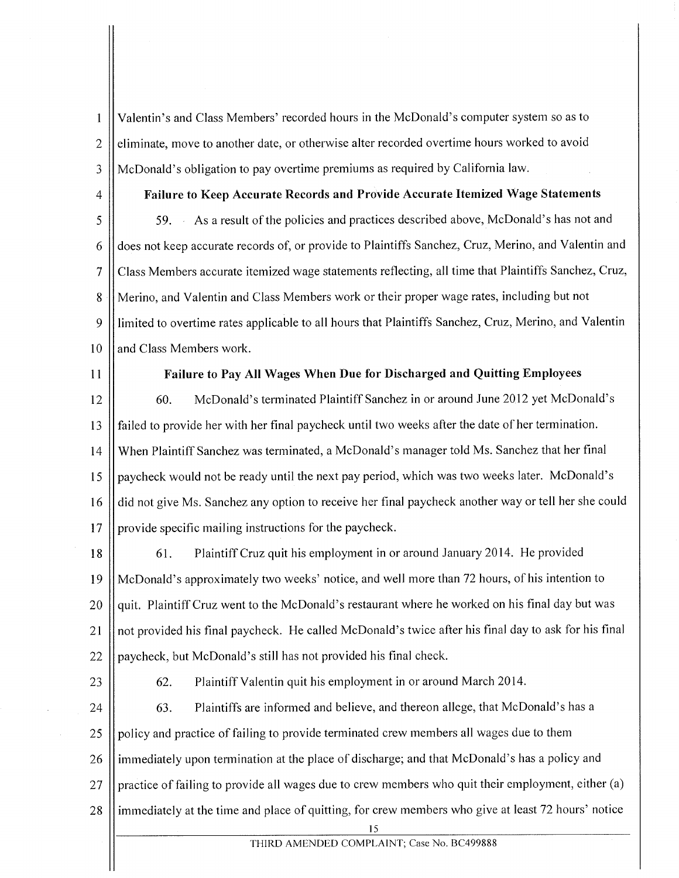Valentin's and Class Members' recorded hours in the McDonald's computer system so as to eliminate, move to another date, or otherwise alter recorded overtime hours worked to avoid McDonald's obligation to pay overtime premiums as required by California law.

**Failure to Keep Accurate Records and Provide Accurate Itemized Wage Statements**

59. As a result of the policies and practices described above, McDonald's has not and does not keep accurate records of, or provide to Plaintiffs Sanchez, Cruz, Merino, and Valentin and Class Members accurate itemized wage statements reflecting, all time that Plaintiffs Sanchez, Cruz, Merino, and Valentin and Class Members work or their proper wage rates, including but not limited to overtime rates applicable to all hours that Plaintiffs Sanchez, Cruz, Merino, and Valentin and Class Members work.

**Failure to Pay All Wages When Due for Discharged and Quitting Employees**

60. McDonald's terminated Plaintiff Sanchez in or around June 2012 yet McDonald's failed to provide her with her final paycheck until two weeks after the date of her termination. When Plaintiff Sanchez was terminated, a McDonald's manager told Ms. Sanchez that her final paycheck would not be ready until the next pay period, which was two weeks later. McDonald's did not give Ms. Sanchez any option to receive her final paycheck another way or tell her she could provide specific mailing instructions for the paycheck.

61. Plaintiff Cruz quit his employment in or around January 2014. He provided McDonald's approximately two weeks' notice, and well more than 72 hours, of his intention to quit. Plaintiff Cruz went to the McDonald's restaurant where he worked on his final day but was not provided his final paycheck. He called McDonald's twice after his final day to ask for his final paycheck, but McDonald's still has not provided his final check.

62. Plaintiff Valentin quit his employment in or around March 2014.

63. Plaintiffs are informed and believe, and thereon allege, that McDonald's has a policy and practice of failing to provide terminated crew members all wages due to them immediately upon termination at the place of discharge; and that McDonald's has a policy and practice of failing to provide all wages due to crew members who quit their employment, either (a) immediately at the time and place of quitting, for crew members who give at least 72 hours' notice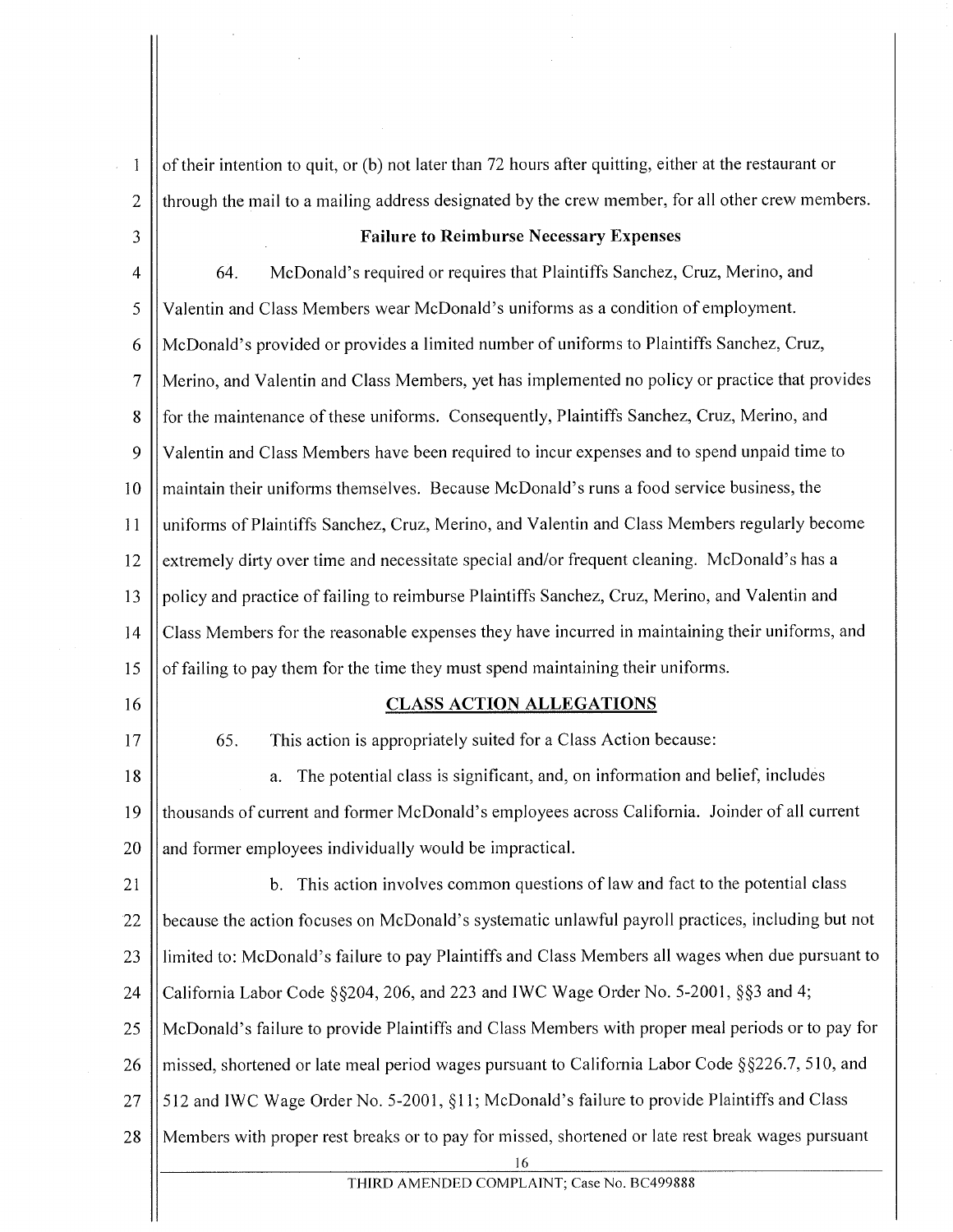of their intention to quit, or (b) not later than 72 hours after quitting, either at the restaurant or through the mail to a mailing address designated by the crew member, for all other crew members.

**Failure to Reimburse Necessary Expenses**

64. McDonald's required or requires that Plaintiffs Sanchez, Cruz, Merino, and Valentin and Class Members wear McDonald's uniforms as a condition of employment. McDonald's provided or provides a limited number of uniforms to Plaintiffs Sanchez, Cruz, Merino, and Valentin and Class Members, yet has implemented no policy or practice that provides for the maintenance of these uniforms. Consequently, Plaintiffs Sanchez, Cruz, Merino, and Valentin and Class Members have been required to incur expenses and to spend unpaid time to maintain their uniforms themselves. Because McDonald's runs a food service business, the uniforms of Plaintiffs Sanchez, Cruz, Merino, and Valentin and Class Members regularly become extremely dirty over time and necessitate special and/or frequent cleaning. McDonald's has a policy and practice of failing to reimburse Plaintiffs Sanchez, Cruz, Merino, and Valentin and Class Members for the reasonable expenses they have incurred in maintaining their uniforms, and of failing to pay them for the time they must spend maintaining their uniforms.

**CLASS ACTION ALLEGATIONS**

65. This action is appropriately suited for a Class Action because:

a. The potential class is significant, and, on information and belief, includes thousands of current and former McDonald's employees across California. Joinder of all current and former employees individually would be impractical.

b. This action involves common questions of law and fact to the potential class because the action focuses on McDonald's systematic unlawful payroll practices, including but not limited to: McDonald's failure to pay Plaintiffs and Class Members all wages when due pursuant to California Labor Code §§204, 206, and 223 and IWC Wage Order No. 5-2001, §§3 and 4; McDonald's failure to provide Plaintiffs and Class Members with proper meal periods or to pay for missed, shortened or late meal period wages pursuant to California Labor Code §§226.7, 510, and 512 and IWC Wage Order No. 5-2001, §11; McDonald's failure to provide Plaintiffs and Class Members with proper rest breaks or to pay for missed, shortened or late rest break wages pursuant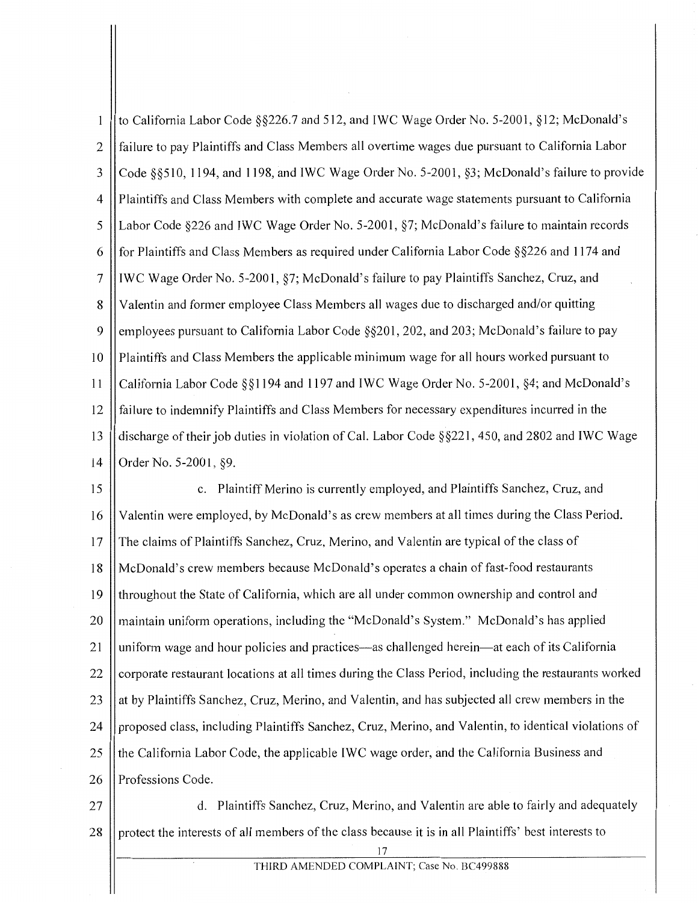to California Labor Code §§226.7 and 512, and IWC Wage Order No. 5-2001, §12; McDonald's failure to pay Plaintiffs and Class Members all overtime wages due pursuant to California Labor Code §§510, 1194, and 1198, and IWC Wage Order No. 5-2001, §3; McDonald's failure to provide Plaintiffs and Class Members with complete and accurate wage statements pursuant to California Labor Code §226 and IWC Wage Order No. 5-2001, §7; McDonald's failure to maintain records for Plaintiffs and Class Members as required under California Labor Code §§226 and 1174 and IWC Wage Order No. 5-2001, §7; McDonald's failure to pay Plaintiffs Sanchez, Cruz, and Valentin and former employee Class Members all wages due to discharged and/or quitting employees pursuant to California Labor Code §§201, 202, and 203; McDonald's failure to pay Plaintiffs and Class Members the applicable minimum wage for all hours worked pursuant to California Labor Code §§1194 and 1197 and IWC Wage Order No. 5-2001, §4; and McDonald's failure to indemnify Plaintiffs and Class Members for necessary expenditures incurred in the discharge of their job duties in violation of Cal. Labor Code §§221, 450, and 2802 and IWC Wage Order No. 5-2001, §9.

c. Plaintiff Merino is currently employed, and Plaintiffs Sanchez, Cruz, and Valentin were employed, by McDonald's as crew members at all times during the Class Period. The claims of Plaintiffs Sanchez, Cruz, Merino, and Valentin are typical of the class of McDonald's crew members because McDonald's operates a chain of fast-food restaurants throughout the State of California, which are all under common ownership and control and maintain uniform operations, including the "McDonald's System." McDonald's has applied uniform wage and hour policies and practices—as challenged herein—at each of its California corporate restaurant locations at all times during the Class Period, including the restaurants worked at by Plaintiffs Sanchez, Cruz, Merino, and Valentin, and has subjected all crew members in the proposed class, including Plaintiffs Sanchez, Cruz, Merino, and Valentin, to identical violations of the California Labor Code, the applicable IWC wage order, and the California Business and Professions Code.

d. Plaintiffs Sanchez, Cruz, Merino, and Valentin are able to fairly and adequately protect the interests of *all* members of the class because it is in all Plaintiffs' best interests to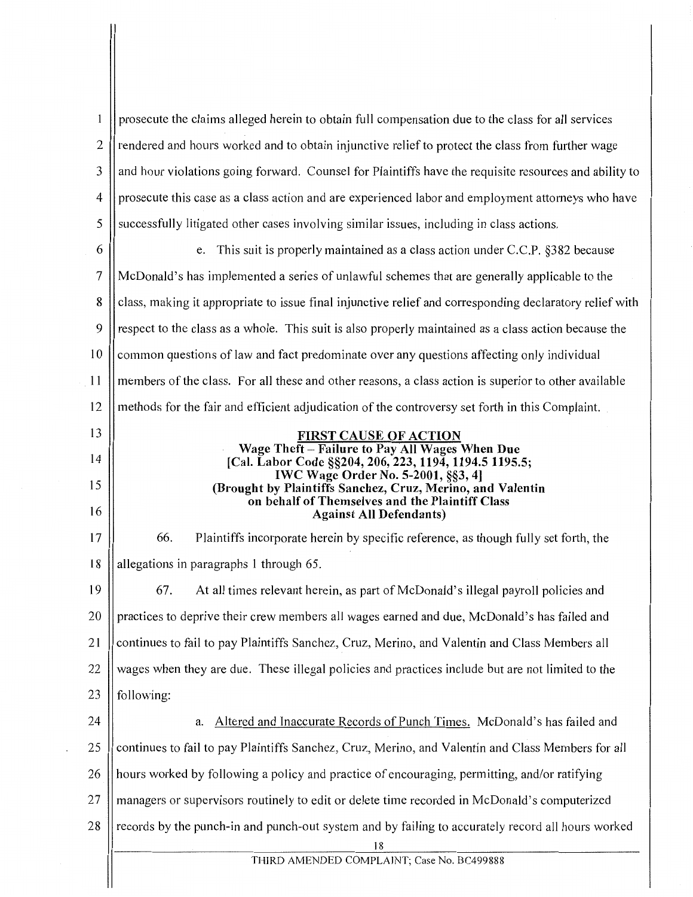prosecute the claims alleged herein to obtain full compensation due to the class for all services rendered and hours worked and to obtain injunctive relief to protect the class from further wage and hour violations going forward. Counsel for Plaintiffs have the requisite resources and ability to prosecute this case as a class action and are experienced labor and employment attorneys who have successfully litigated other cases involving similar issues, including in class actions.

e. This suit is properly maintained as a class action under C.C.P. §382 because McDonald's has implemented a series of unlawful schemes that are generally applicable to the class, making it appropriate to issue final injunctive relief and corresponding declaratory relief with respect to the class as a whole. This suit is also properly maintained as a class action because the common questions of law and fact predominate over any questions affecting only individual members of the class. For all these and other reasons, a class action is superior to other available methods for the fair and efficient adjudication of the controversy set forth in this Complaint.

**FIRST CAUSE OF ACTION**
**Wage Theft – Failure to Pay All Wages When Due**
**[Cal. Labor Code §§204, 206, 223, 1194, 1194.5 1195.5;**
**IWC Wage Order No. 5-2001, §§3, 4]**
**(Brought by Plaintiffs Sanchez, Cruz, Merino, and Valentin on behalf of Themselves and the Plaintiff Class Against All Defendants)**

66. Plaintiffs incorporate herein by specific reference, as though fully set forth, the allegations in paragraphs 1 through 65.

67. At all times relevant herein, as part of McDonald's illegal payroll policies and practices to deprive their crew members all wages earned and due, McDonald's has failed and continues to fail to pay Plaintiffs Sanchez, Cruz, Merino, and Valentin and Class Members all wages when they are due. These illegal policies and practices include but are not limited to the following:

a. Altered and Inaccurate Records of Punch Times. McDonald's has failed and continues to fail to pay Plaintiffs Sanchez, Cruz, Merino, and Valentin and Class Members for all hours worked by following a policy and practice of encouraging, permitting, and/or ratifying managers or supervisors routinely to edit or delete time recorded in McDonald's computerized records by the punch-in and punch-out system and by failing to accurately record all hours worked

THIRD AMENDED COMPLAINT; Case No. BC499888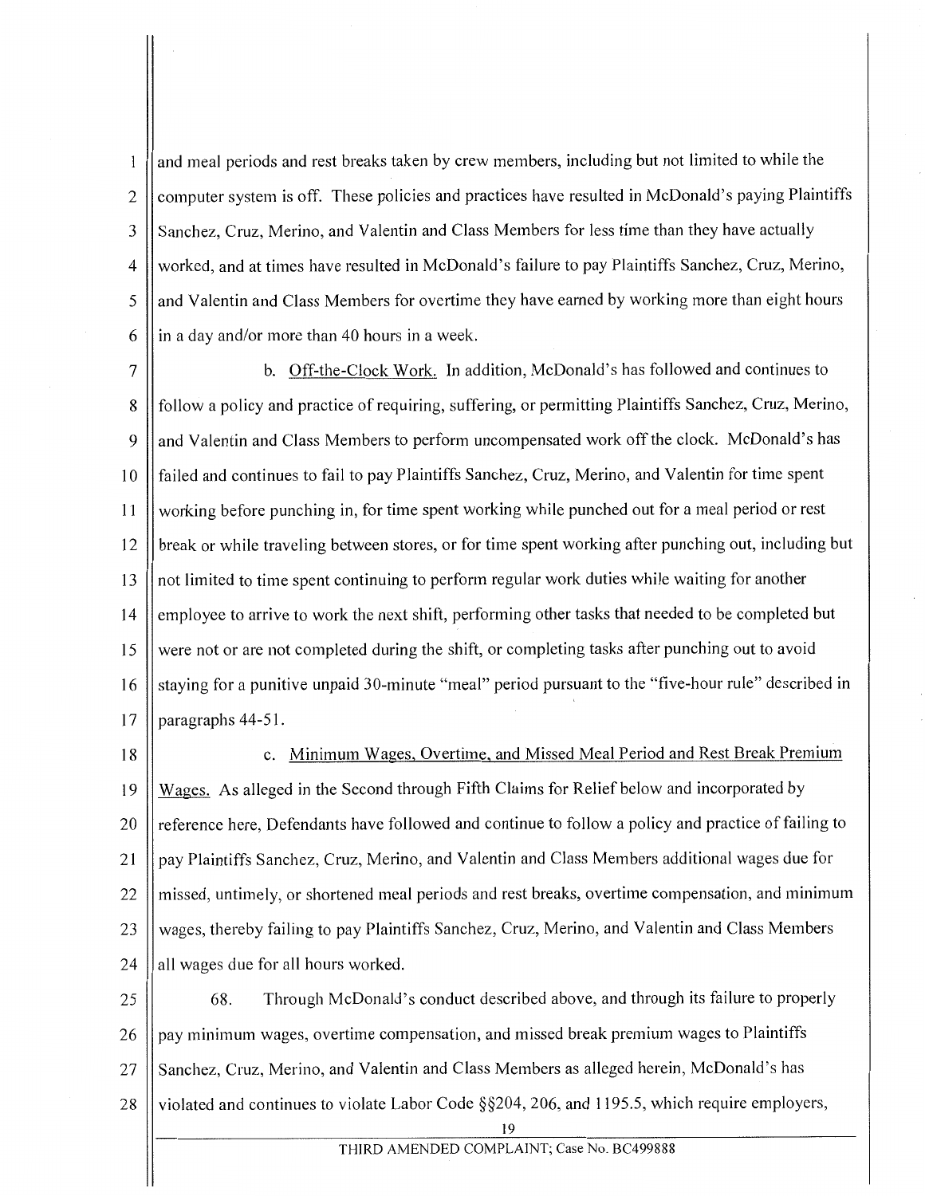and meal periods and rest breaks taken by crew members, including but not limited to while the computer system is off. These policies and practices have resulted in McDonald's paying Plaintiffs Sanchez, Cruz, Merino, and Valentin and Class Members for less time than they have actually worked, and at times have resulted in McDonald's failure to pay Plaintiffs Sanchez, Cruz, Merino, and Valentin and Class Members for overtime they have earned by working more than eight hours in a day and/or more than 40 hours in a week.

b. Off-the-Clock Work. In addition, McDonald's has followed and continues to follow a policy and practice of requiring, suffering, or permitting Plaintiffs Sanchez, Cruz, Merino, and Valentin and Class Members to perform uncompensated work off the clock. McDonald's has failed and continues to fail to pay Plaintiffs Sanchez, Cruz, Merino, and Valentin for time spent working before punching in, for time spent working while punched out for a meal period or rest break or while traveling between stores, or for time spent working after punching out, including but not limited to time spent continuing to perform regular work duties while waiting for another employee to arrive to work the next shift, performing other tasks that needed to be completed but were not or are not completed during the shift, or completing tasks after punching out to avoid staying for a punitive unpaid 30-minute "meal" period pursuant to the "five-hour rule" described in paragraphs 44-51.

c. Minimum Wages, Overtime, and Missed Meal Period and Rest Break Premium Wages. As alleged in the Second through Fifth Claims for Relief below and incorporated by reference here, Defendants have followed and continue to follow a policy and practice of failing to pay Plaintiffs Sanchez, Cruz, Merino, and Valentin and Class Members additional wages due for missed, untimely, or shortened meal periods and rest breaks, overtime compensation, and minimum wages, thereby failing to pay Plaintiffs Sanchez, Cruz, Merino, and Valentin and Class Members all wages due for all hours worked.

68. Through McDonald's conduct described above, and through its failure to properly pay minimum wages, overtime compensation, and missed break premium wages to Plaintiffs Sanchez, Cruz, Merino, and Valentin and Class Members as alleged herein, McDonald's has violated and continues to violate Labor Code §§204, 206, and 1195.5, which require employers,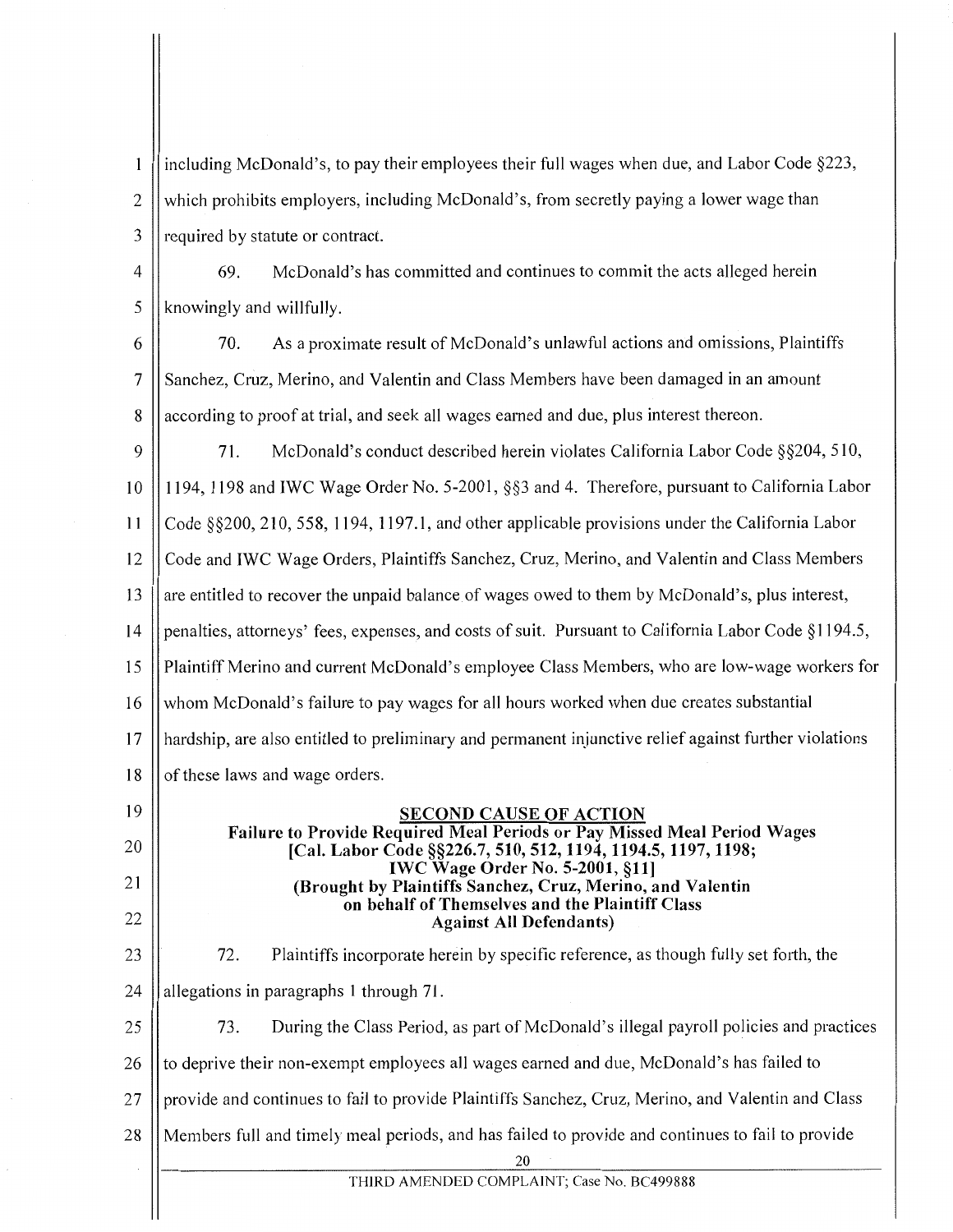including McDonald's, to pay their employees their full wages when due, and Labor Code §223, which prohibits employers, including McDonald's, from secretly paying a lower wage than required by statute or contract.

69. McDonald's has committed and continues to commit the acts alleged herein knowingly and willfully.

70. As a proximate result of McDonald's unlawful actions and omissions, Plaintiffs Sanchez, Cruz, Merino, and Valentin and Class Members have been damaged in an amount according to proof at trial, and seek all wages earned and due, plus interest thereon.

71. McDonald's conduct described herein violates California Labor Code §§204, 510, 1194, 1198 and IWC Wage Order No. 5-2001, §§3 and 4. Therefore, pursuant to California Labor Code §§200, 210, 558, 1194, 1197.1, and other applicable provisions under the California Labor Code and IWC Wage Orders, Plaintiffs Sanchez, Cruz, Merino, and Valentin and Class Members are entitled to recover the unpaid balance of wages owed to them by McDonald's, plus interest, penalties, attorneys' fees, expenses, and costs of suit. Pursuant to California Labor Code §1194.5, Plaintiff Merino and current McDonald's employee Class Members, who are low-wage workers for whom McDonald's failure to pay wages for all hours worked when due creates substantial hardship, are also entitled to preliminary and permanent injunctive relief against further violations of these laws and wage orders.

**SECOND CAUSE OF ACTION**

**Failure to Provide Required Meal Periods or Pay Missed Meal Period Wages**
**[Cal. Labor Code §§226.7, 510, 512, 1194, 1194.5, 1197, 1198;**
**IWC Wage Order No. 5-2001, §11]**
**(Brought by Plaintiffs Sanchez, Cruz, Merino, and Valentin**
**on behalf of Themselves and the Plaintiff Class**
**Against All Defendants)**

72. Plaintiffs incorporate herein by specific reference, as though fully set forth, the allegations in paragraphs 1 through 71.

73. During the Class Period, as part of McDonald's illegal payroll policies and practices to deprive their non-exempt employees all wages earned and due, McDonald's has failed to provide and continues to fail to provide Plaintiffs Sanchez, Cruz, Merino, and Valentin and Class Members full and timely meal periods, and has failed to provide and continues to fail to provide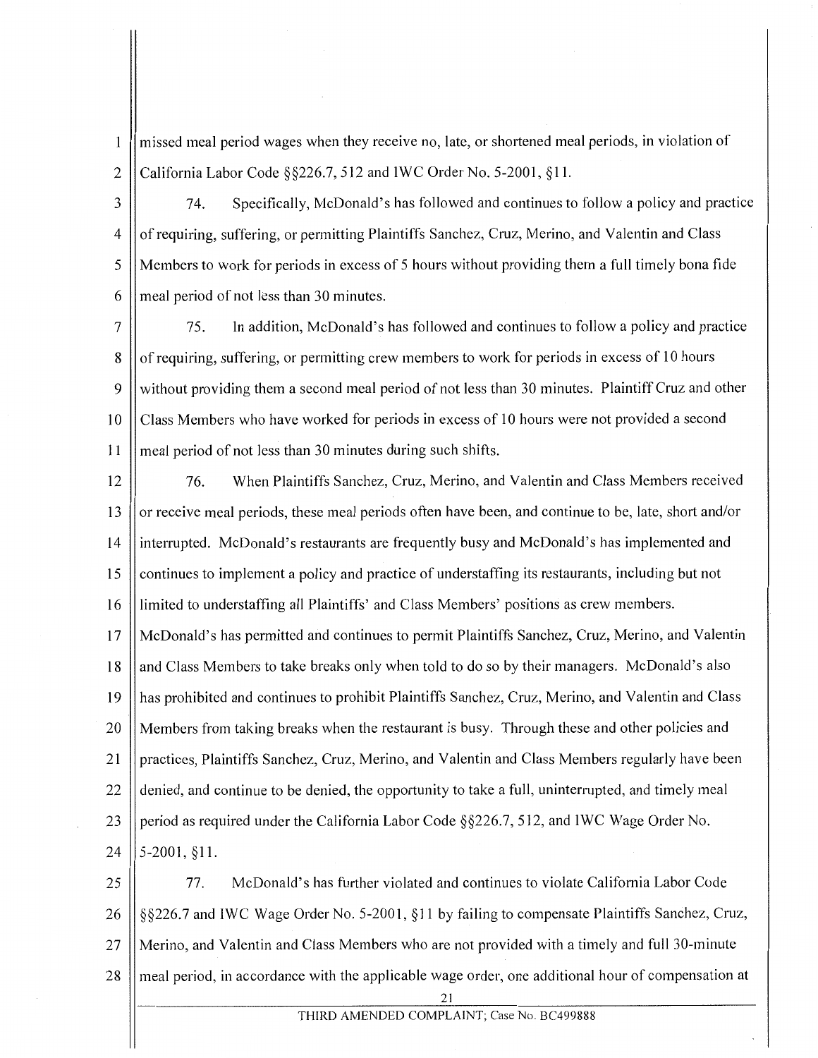missed meal period wages when they receive no, late, or shortened meal periods, in violation of California Labor Code §§226.7, 512 and IWC Order No. 5-2001, §11.

74. Specifically, McDonald's has followed and continues to follow a policy and practice of requiring, suffering, or permitting Plaintiffs Sanchez, Cruz, Merino, and Valentin and Class Members to work for periods in excess of 5 hours without providing them a full timely bona fide meal period of not less than 30 minutes.

75. In addition, McDonald's has followed and continues to follow a policy and practice of requiring, suffering, or permitting crew members to work for periods in excess of 10 hours without providing them a second meal period of not less than 30 minutes. Plaintiff Cruz and other Class Members who have worked for periods in excess of 10 hours were not provided a second meal period of not less than 30 minutes during such shifts.

76. When Plaintiffs Sanchez, Cruz, Merino, and Valentin and Class Members received or receive meal periods, these meal periods often have been, and continue to be, late, short and/or interrupted. McDonald's restaurants are frequently busy and McDonald's has implemented and continues to implement a policy and practice of understaffing its restaurants, including but not limited to understaffing all Plaintiffs' and Class Members' positions as crew members. McDonald's has permitted and continues to permit Plaintiffs Sanchez, Cruz, Merino, and Valentin and Class Members to take breaks only when told to do so by their managers. McDonald's also has prohibited and continues to prohibit Plaintiffs Sanchez, Cruz, Merino, and Valentin and Class Members from taking breaks when the restaurant is busy. Through these and other policies and practices, Plaintiffs Sanchez, Cruz, Merino, and Valentin and Class Members regularly have been denied, and continue to be denied, the opportunity to take a full, uninterrupted, and timely meal period as required under the California Labor Code §§226.7, 512, and IWC Wage Order No. 5-2001, §11.

77. McDonald's has further violated and continues to violate California Labor Code §§226.7 and IWC Wage Order No. 5-2001, §11 by failing to compensate Plaintiffs Sanchez, Cruz, Merino, and Valentin and Class Members who are not provided with a timely and full 30-minute meal period, in accordance with the applicable wage order, one additional hour of compensation at

THIRD AMENDED COMPLAINT; Case No. BC499888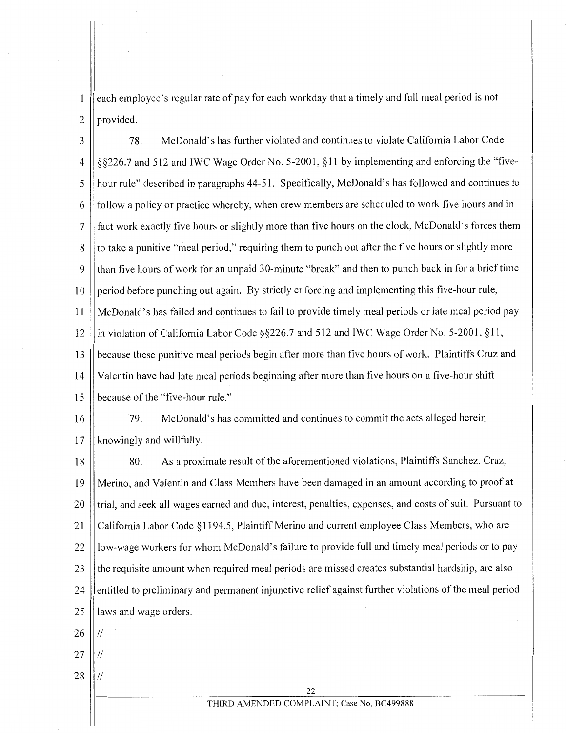each employee's regular rate of pay for each workday that a timely and full meal period is not provided.

78. McDonald's has further violated and continues to violate California Labor Code §§226.7 and 512 and IWC Wage Order No. 5-2001, §11 by implementing and enforcing the "five-hour rule" described in paragraphs 44-51. Specifically, McDonald's has followed and continues to follow a policy or practice whereby, when crew members are scheduled to work five hours and in fact work exactly five hours or slightly more than five hours on the clock, McDonald's forces them to take a punitive "meal period," requiring them to punch out after the five hours or slightly more than five hours of work for an unpaid 30-minute "break" and then to punch back in for a brief time period before punching out again. By strictly enforcing and implementing this five-hour rule, McDonald's has failed and continues to fail to provide timely meal periods or late meal period pay in violation of California Labor Code §§226.7 and 512 and IWC Wage Order No. 5-2001, §11, because these punitive meal periods begin after more than five hours of work. Plaintiffs Cruz and Valentin have had late meal periods beginning after more than five hours on a five-hour shift because of the "five-hour rule."

79. McDonald's has committed and continues to commit the acts alleged herein knowingly and willfully.

80. As a proximate result of the aforementioned violations, Plaintiffs Sanchez, Cruz, Merino, and Valentin and Class Members have been damaged in an amount according to proof at trial, and seek all wages earned and due, interest, penalties, expenses, and costs of suit. Pursuant to California Labor Code §1194.5, Plaintiff Merino and current employee Class Members, who are low-wage workers for whom McDonald's failure to provide full and timely meal periods or to pay the requisite amount when required meal periods are missed creates substantial hardship, are also entitled to preliminary and permanent injunctive relief against further violations of the meal period laws and wage orders.

//

//

//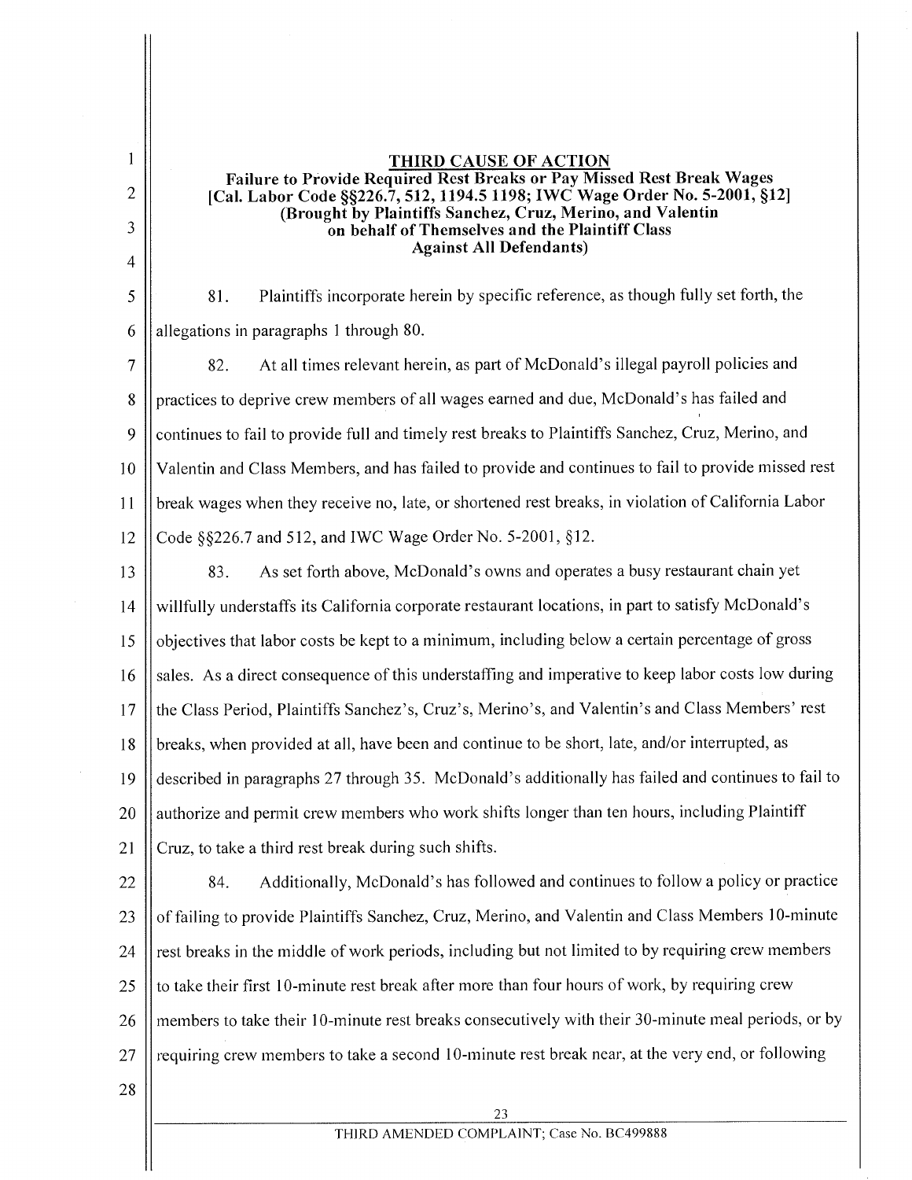## THIRD CAUSE OF ACTION

**Failure to Provide Required Rest Breaks or Pay Missed Rest Break Wages**
**[Cal. Labor Code §§226.7, 512, 1194.5 1198; IWC Wage Order No. 5-2001, §12]**
**(Brought by Plaintiffs Sanchez, Cruz, Merino, and Valentin on behalf of Themselves and the Plaintiff Class Against All Defendants)**

81. Plaintiffs incorporate herein by specific reference, as though fully set forth, the allegations in paragraphs 1 through 80.

82. At all times relevant herein, as part of McDonald's illegal payroll policies and practices to deprive crew members of all wages earned and due, McDonald's has failed and continues to fail to provide full and timely rest breaks to Plaintiffs Sanchez, Cruz, Merino, and Valentin and Class Members, and has failed to provide and continues to fail to provide missed rest break wages when they receive no, late, or shortened rest breaks, in violation of California Labor Code §§226.7 and 512, and IWC Wage Order No. 5-2001, §12.

83. As set forth above, McDonald's owns and operates a busy restaurant chain yet willfully understaffs its California corporate restaurant locations, in part to satisfy McDonald's objectives that labor costs be kept to a minimum, including below a certain percentage of gross sales. As a direct consequence of this understaffing and imperative to keep labor costs low during the Class Period, Plaintiffs Sanchez's, Cruz's, Merino's, and Valentin's and Class Members' rest breaks, when provided at all, have been and continue to be short, late, and/or interrupted, as described in paragraphs 27 through 35. McDonald's additionally has failed and continues to fail to authorize and permit crew members who work shifts longer than ten hours, including Plaintiff Cruz, to take a third rest break during such shifts.

84. Additionally, McDonald's has followed and continues to follow a policy or practice of failing to provide Plaintiffs Sanchez, Cruz, Merino, and Valentin and Class Members 10-minute rest breaks in the middle of work periods, including but not limited to by requiring crew members to take their first 10-minute rest break after more than four hours of work, by requiring crew members to take their 10-minute rest breaks consecutively with their 30-minute meal periods, or by requiring crew members to take a second 10-minute rest break near, at the very end, or following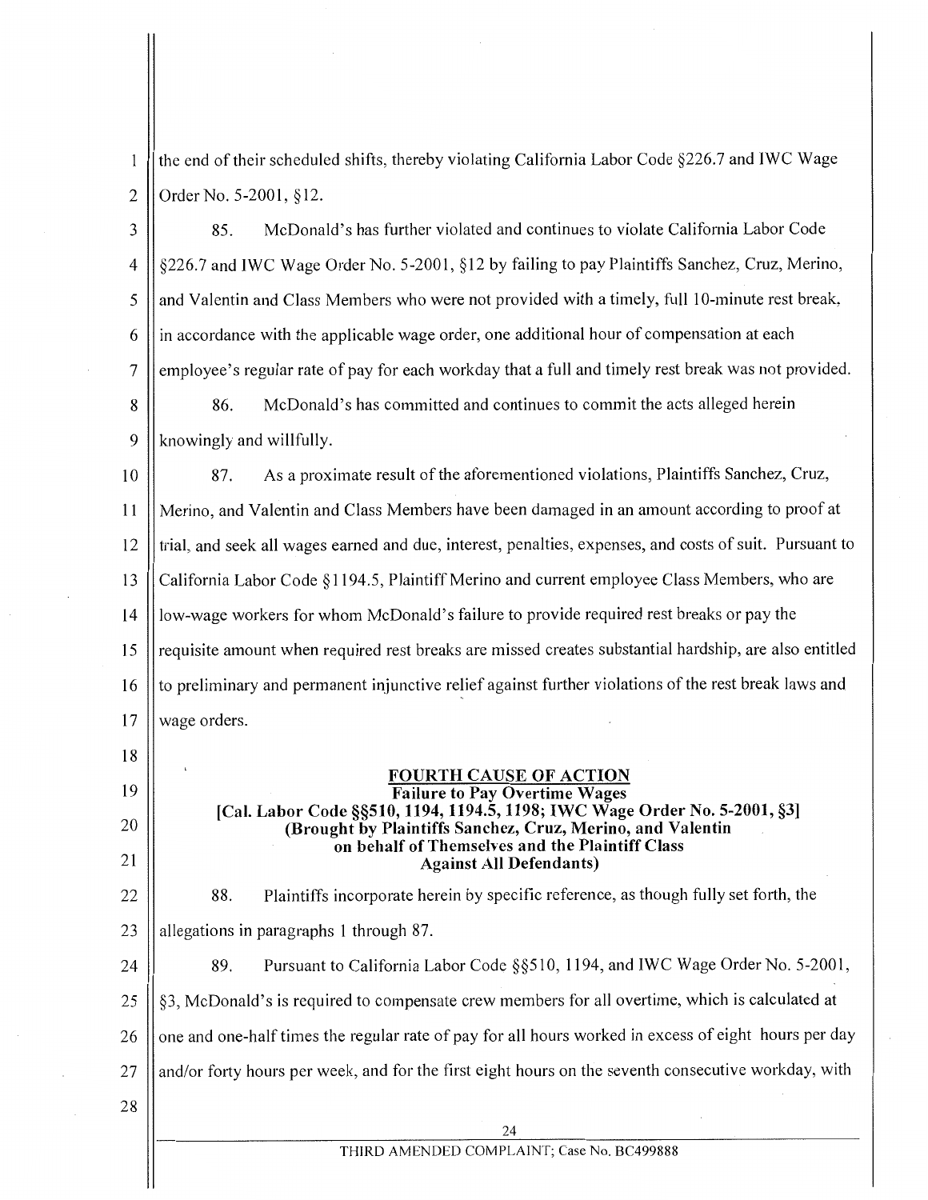the end of their scheduled shifts, thereby violating California Labor Code §226.7 and IWC Wage Order No. 5-2001, §12.

85. McDonald's has further violated and continues to violate California Labor Code §226.7 and IWC Wage Order No. 5-2001, §12 by failing to pay Plaintiffs Sanchez, Cruz, Merino, and Valentin and Class Members who were not provided with a timely, full 10-minute rest break, in accordance with the applicable wage order, one additional hour of compensation at each employee's regular rate of pay for each workday that a full and timely rest break was not provided.

86. McDonald's has committed and continues to commit the acts alleged herein knowingly and willfully.

87. As a proximate result of the aforementioned violations, Plaintiffs Sanchez, Cruz, Merino, and Valentin and Class Members have been damaged in an amount according to proof at trial, and seek all wages earned and due, interest, penalties, expenses, and costs of suit. Pursuant to California Labor Code §1194.5, Plaintiff Merino and current employee Class Members, who are low-wage workers for whom McDonald's failure to provide required rest breaks or pay the requisite amount when required rest breaks are missed creates substantial hardship, are also entitled to preliminary and permanent injunctive relief against further violations of the rest break laws and wage orders.

## FOURTH CAUSE OF ACTION

**Failure to Pay Overtime Wages**
**[Cal. Labor Code §§510, 1194, 1194.5, 1198; IWC Wage Order No. 5-2001, §3]**
**(Brought by Plaintiffs Sanchez, Cruz, Merino, and Valentin on behalf of Themselves and the Plaintiff Class Against All Defendants)**

88. Plaintiffs incorporate herein by specific reference, as though fully set forth, the allegations in paragraphs 1 through 87.

89. Pursuant to California Labor Code §§510, 1194, and IWC Wage Order No. 5-2001, §3, McDonald's is required to compensate crew members for all overtime, which is calculated at one and one-half times the regular rate of pay for all hours worked in excess of eight hours per day and/or forty hours per week, and for the first eight hours on the seventh consecutive workday, with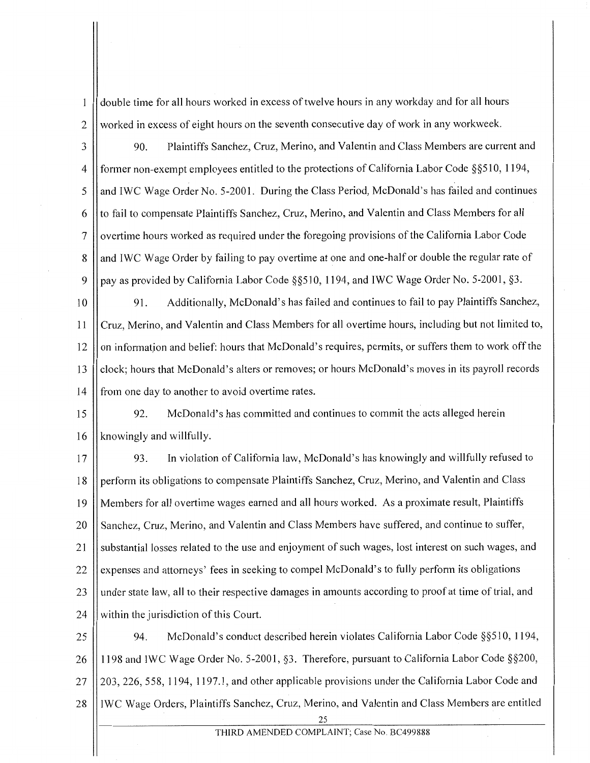double time for all hours worked in excess of twelve hours in any workday and for all hours worked in excess of eight hours on the seventh consecutive day of work in any workweek.

90. Plaintiffs Sanchez, Cruz, Merino, and Valentin and Class Members are current and former non-exempt employees entitled to the protections of California Labor Code §§510, 1194, and IWC Wage Order No. 5-2001. During the Class Period, McDonald's has failed and continues to fail to compensate Plaintiffs Sanchez, Cruz, Merino, and Valentin and Class Members for *all* overtime hours worked as required under the foregoing provisions of the California Labor Code and IWC Wage Order by failing to pay overtime at one and one-half or double the regular rate of pay as provided by California Labor Code §§510, 1194, and IWC Wage Order No. 5-2001, §3.

91. Additionally, McDonald's has failed and continues to fail to pay Plaintiffs Sanchez, Cruz, Merino, and Valentin and Class Members for all overtime hours, including but not limited to, on information and belief: hours that McDonald's requires, permits, or suffers them to work off the clock; hours that McDonald's alters or removes; or hours McDonald's moves in its payroll records from one day to another to avoid overtime rates.

92. McDonald's has committed and continues to commit the acts alleged herein knowingly and willfully.

93. In violation of California law, McDonald's has knowingly and willfully refused to perform its obligations to compensate Plaintiffs Sanchez, Cruz, Merino, and Valentin and Class Members for all overtime wages earned and all hours worked. As a proximate result, Plaintiffs Sanchez, Cruz, Merino, and Valentin and Class Members have suffered, and continue to suffer, substantial losses related to the use and enjoyment of such wages, lost interest on such wages, and expenses and attorneys' fees in seeking to compel McDonald's to fully perform its obligations under state law, all to their respective damages in amounts according to proof at time of trial, and within the jurisdiction of this Court.

94. McDonald's conduct described herein violates California Labor Code §§510, 1194, 1198 and IWC Wage Order No. 5-2001, §3. Therefore, pursuant to California Labor Code §§200, 203, 226, 558, 1194, 1197.1, and other applicable provisions under the California Labor Code and IWC Wage Orders, Plaintiffs Sanchez, Cruz, Merino, and Valentin and Class Members are entitled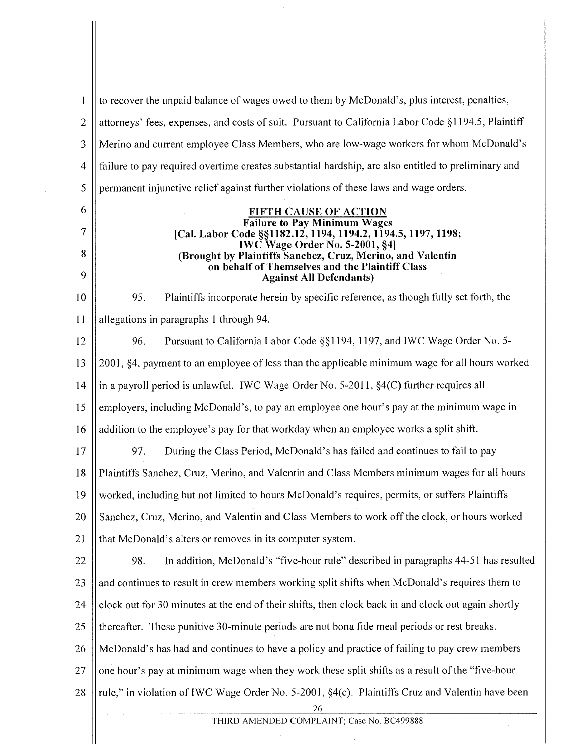to recover the unpaid balance of wages owed to them by McDonald's, plus interest, penalties, attorneys' fees, expenses, and costs of suit. Pursuant to California Labor Code §1194.5, Plaintiff Merino and current employee Class Members, who are low-wage workers for whom McDonald's failure to pay required overtime creates substantial hardship, are also entitled to preliminary and permanent injunctive relief against further violations of these laws and wage orders.

**FIFTH CAUSE OF ACTION**
**Failure to Pay Minimum Wages**
**[Cal. Labor Code §§1182.12, 1194, 1194.2, 1194.5, 1197, 1198; IWC Wage Order No. 5-2001, §4]**
**(Brought by Plaintiffs Sanchez, Cruz, Merino, and Valentin on behalf of Themselves and the Plaintiff Class Against All Defendants)**

95. Plaintiffs incorporate herein by specific reference, as though fully set forth, the allegations in paragraphs 1 through 94.

96. Pursuant to California Labor Code §§1194, 1197, and IWC Wage Order No. 5-2001, §4, payment to an employee of less than the applicable minimum wage for all hours worked in a payroll period is unlawful. IWC Wage Order No. 5-2011, §4(C) further requires all employers, including McDonald's, to pay an employee one hour's pay at the minimum wage in addition to the employee's pay for that workday when an employee works a split shift.

97. During the Class Period, McDonald's has failed and continues to fail to pay Plaintiffs Sanchez, Cruz, Merino, and Valentin and Class Members minimum wages for all hours worked, including but not limited to hours McDonald's requires, permits, or suffers Plaintiffs Sanchez, Cruz, Merino, and Valentin and Class Members to work off the clock, or hours worked that McDonald's alters or removes in its computer system.

98. In addition, McDonald's "five-hour rule" described in paragraphs 44-51 has resulted and continues to result in crew members working split shifts when McDonald's requires them to clock out for 30 minutes at the end of their shifts, then clock back in and clock out again shortly thereafter. These punitive 30-minute periods are not bona fide meal periods or rest breaks. McDonald's has had and continues to have a policy and practice of failing to pay crew members one hour's pay at minimum wage when they work these split shifts as a result of the "five-hour rule," in violation of IWC Wage Order No. 5-2001, §4(c). Plaintiffs Cruz and Valentin have been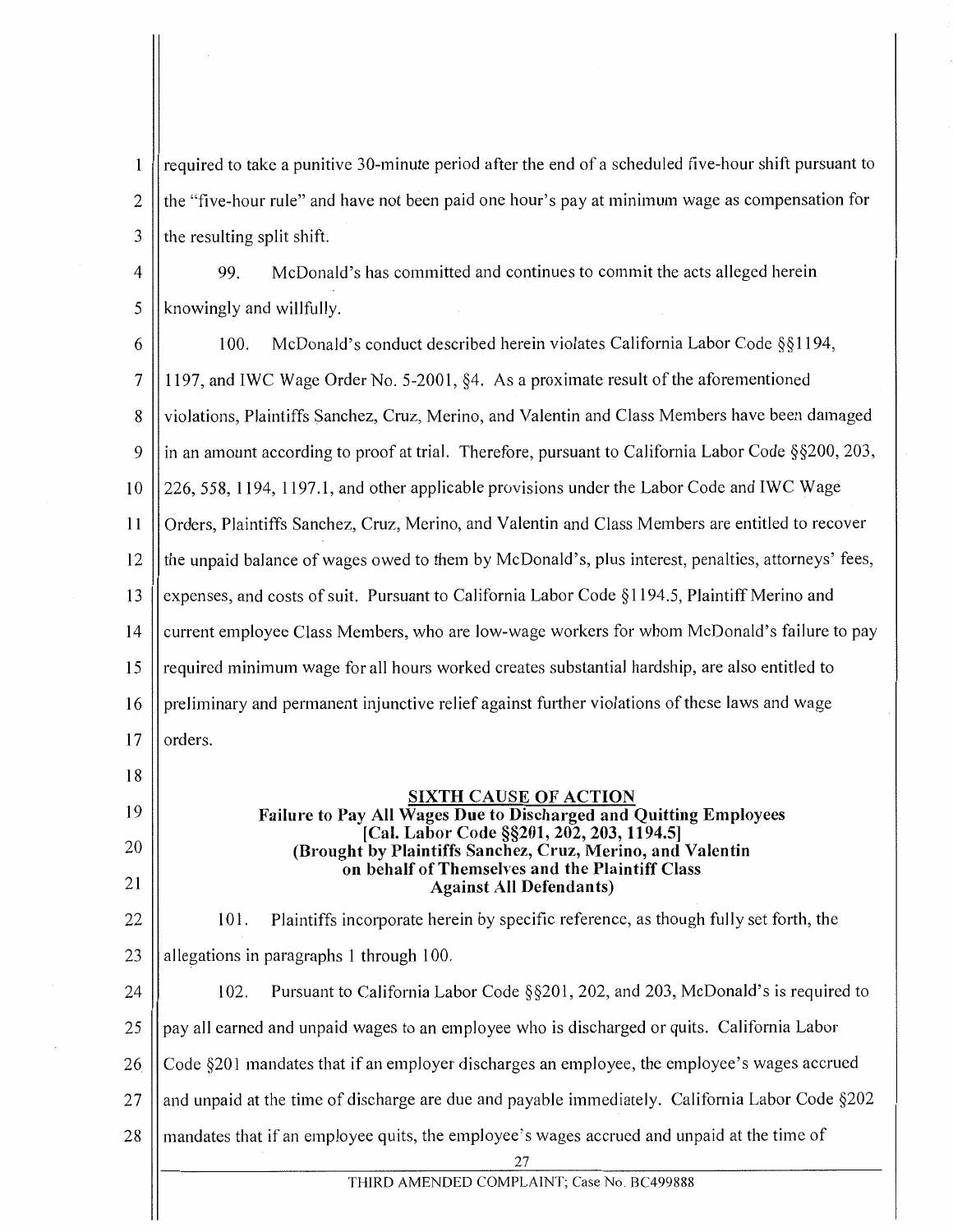required to take a punitive 30-minute period after the end of a scheduled five-hour shift pursuant to the "five-hour rule" and have not been paid one hour's pay at minimum wage as compensation for the resulting split shift.

99. McDonald's has committed and continues to commit the acts alleged herein knowingly and willfully.

100. McDonald's conduct described herein violates California Labor Code §§1194, 1197, and IWC Wage Order No. 5-2001, §4. As a proximate result of the aforementioned violations, Plaintiffs Sanchez, Cruz, Merino, and Valentin and Class Members have been damaged in an amount according to proof at trial. Therefore, pursuant to California Labor Code §§200, 203, 226, 558, 1194, 1197.1, and other applicable provisions under the Labor Code and IWC Wage Orders, Plaintiffs Sanchez, Cruz, Merino, and Valentin and Class Members are entitled to recover the unpaid balance of wages owed to them by McDonald's, plus interest, penalties, attorneys' fees, expenses, and costs of suit. Pursuant to California Labor Code §1194.5, Plaintiff Merino and current employee Class Members, who are low-wage workers for whom McDonald's failure to pay required minimum wage for all hours worked creates substantial hardship, are also entitled to preliminary and permanent injunctive relief against further violations of these laws and wage orders.

**SIXTH CAUSE OF ACTION**
**Failure to Pay All Wages Due to Discharged and Quitting Employees**
**[Cal. Labor Code §§201, 202, 203, 1194.5]**
**(Brought by Plaintiffs Sanchez, Cruz, Merino, and Valentin on behalf of Themselves and the Plaintiff Class Against All Defendants)**

101. Plaintiffs incorporate herein by specific reference, as though fully set forth, the allegations in paragraphs 1 through 100.

102. Pursuant to California Labor Code §§201, 202, and 203, McDonald's is required to pay all earned and unpaid wages to an employee who is discharged or quits. California Labor Code §201 mandates that if an employer discharges an employee, the employee's wages accrued and unpaid at the time of discharge are due and payable immediately. California Labor Code §202 mandates that if an employee quits, the employee's wages accrued and unpaid at the time of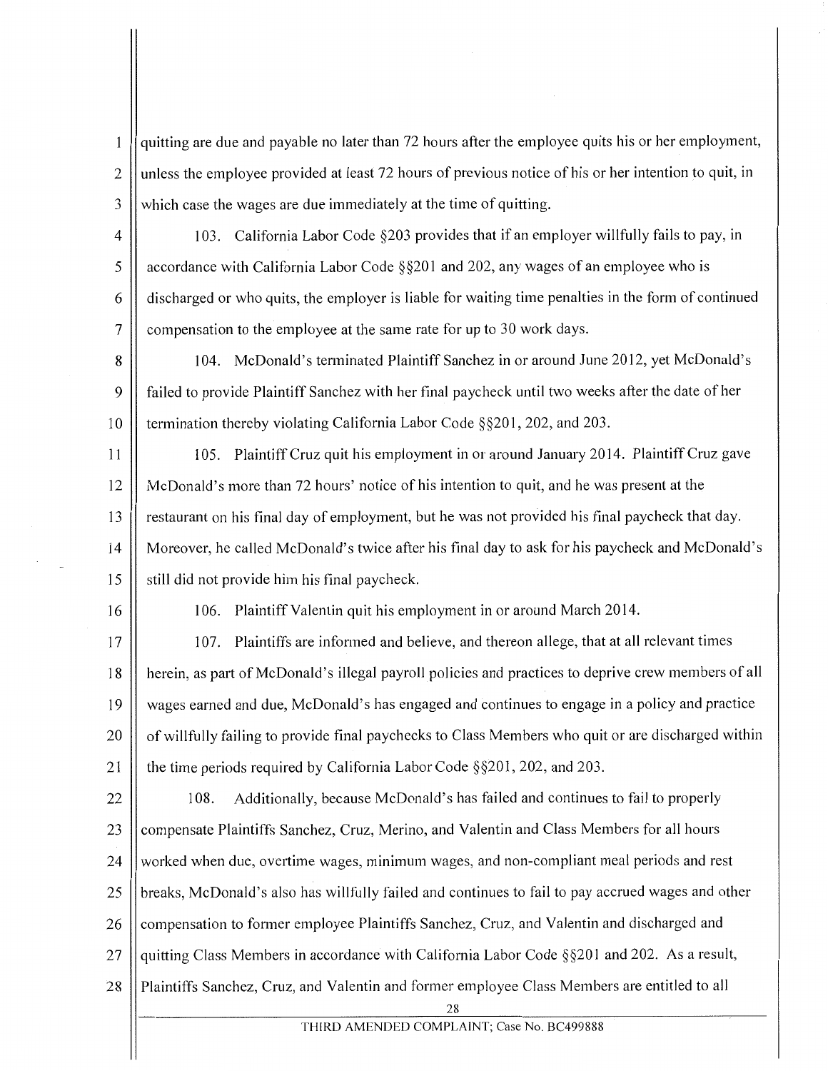quitting are due and payable no later than 72 hours after the employee quits his or her employment, unless the employee provided at least 72 hours of previous notice of his or her intention to quit, in which case the wages are due immediately at the time of quitting.

103. California Labor Code §203 provides that if an employer willfully fails to pay, in accordance with California Labor Code §§201 and 202, any wages of an employee who is discharged or who quits, the employer is liable for waiting time penalties in the form of continued compensation to the employee at the same rate for up to 30 work days.

104. McDonald's terminated Plaintiff Sanchez in or around June 2012, yet McDonald's failed to provide Plaintiff Sanchez with her final paycheck until two weeks after the date of her termination thereby violating California Labor Code §§201, 202, and 203.

105. Plaintiff Cruz quit his employment in or around January 2014. Plaintiff Cruz gave McDonald's more than 72 hours' notice of his intention to quit, and he was present at the restaurant on his final day of employment, but he was not provided his final paycheck that day. Moreover, he called McDonald's twice after his final day to ask for his paycheck and McDonald's still did not provide him his final paycheck.

106. Plaintiff Valentin quit his employment in or around March 2014.

107. Plaintiffs are informed and believe, and thereon allege, that at all relevant times herein, as part of McDonald's illegal payroll policies and practices to deprive crew members of all wages earned and due, McDonald's has engaged and continues to engage in a policy and practice of willfully failing to provide final paychecks to Class Members who quit or are discharged within the time periods required by California Labor Code §§201, 202, and 203.

108. Additionally, because McDonald's has failed and continues to fail to properly compensate Plaintiffs Sanchez, Cruz, Merino, and Valentin and Class Members for all hours worked when due, overtime wages, minimum wages, and non-compliant meal periods and rest breaks, McDonald's also has willfully failed and continues to fail to pay accrued wages and other compensation to former employee Plaintiffs Sanchez, Cruz, and Valentin and discharged and quitting Class Members in accordance with California Labor Code §§201 and 202. As a result, Plaintiffs Sanchez, Cruz, and Valentin and former employee Class Members are entitled to all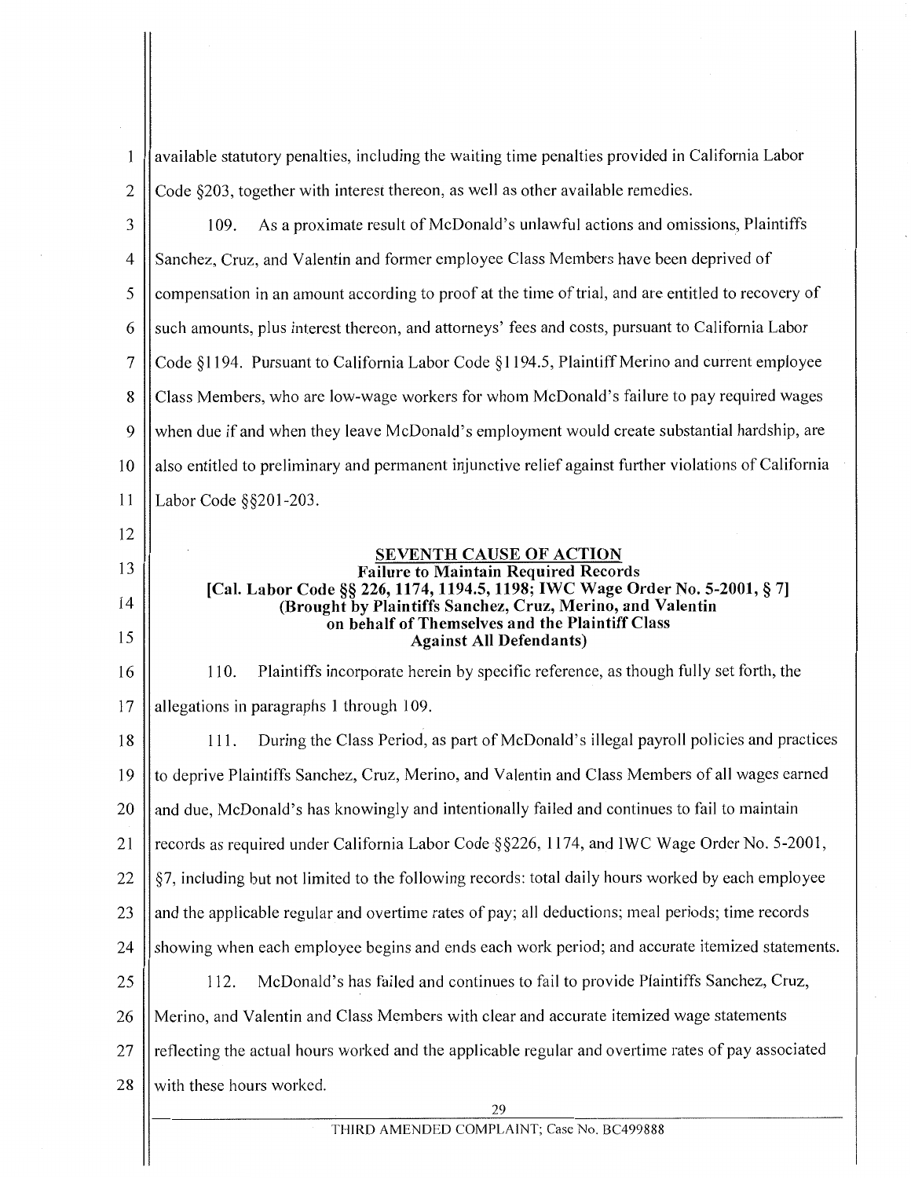available statutory penalties, including the waiting time penalties provided in California Labor Code §203, together with interest thereon, as well as other available remedies.

109. As a proximate result of McDonald's unlawful actions and omissions, Plaintiffs Sanchez, Cruz, and Valentin and former employee Class Members have been deprived of compensation in an amount according to proof at the time of trial, and are entitled to recovery of such amounts, plus interest thereon, and attorneys' fees and costs, pursuant to California Labor Code §1194. Pursuant to California Labor Code §1194.5, Plaintiff Merino and current employee Class Members, who are low-wage workers for whom McDonald's failure to pay required wages when due if and when they leave McDonald's employment would create substantial hardship, are also entitled to preliminary and permanent injunctive relief against further violations of California Labor Code §§201-203.

**SEVENTH CAUSE OF ACTION**
**Failure to Maintain Required Records**
**[Cal. Labor Code §§ 226, 1174, 1194.5, 1198; IWC Wage Order No. 5-2001, § 7]**
**(Brought by Plaintiffs Sanchez, Cruz, Merino, and Valentin on behalf of Themselves and the Plaintiff Class Against All Defendants)**

110. Plaintiffs incorporate herein by specific reference, as though fully set forth, the allegations in paragraphs 1 through 109.

111. During the Class Period, as part of McDonald's illegal payroll policies and practices to deprive Plaintiffs Sanchez, Cruz, Merino, and Valentin and Class Members of all wages earned and due, McDonald's has knowingly and intentionally failed and continues to fail to maintain records as required under California Labor Code §§226, 1174, and IWC Wage Order No. 5-2001, §7, including but not limited to the following records: total daily hours worked by each employee and the applicable regular and overtime rates of pay; all deductions; meal periods; time records showing when each employee begins and ends each work period; and accurate itemized statements.

112. McDonald's has failed and continues to fail to provide Plaintiffs Sanchez, Cruz, Merino, and Valentin and Class Members with clear and accurate itemized wage statements reflecting the actual hours worked and the applicable regular and overtime rates of pay associated with these hours worked.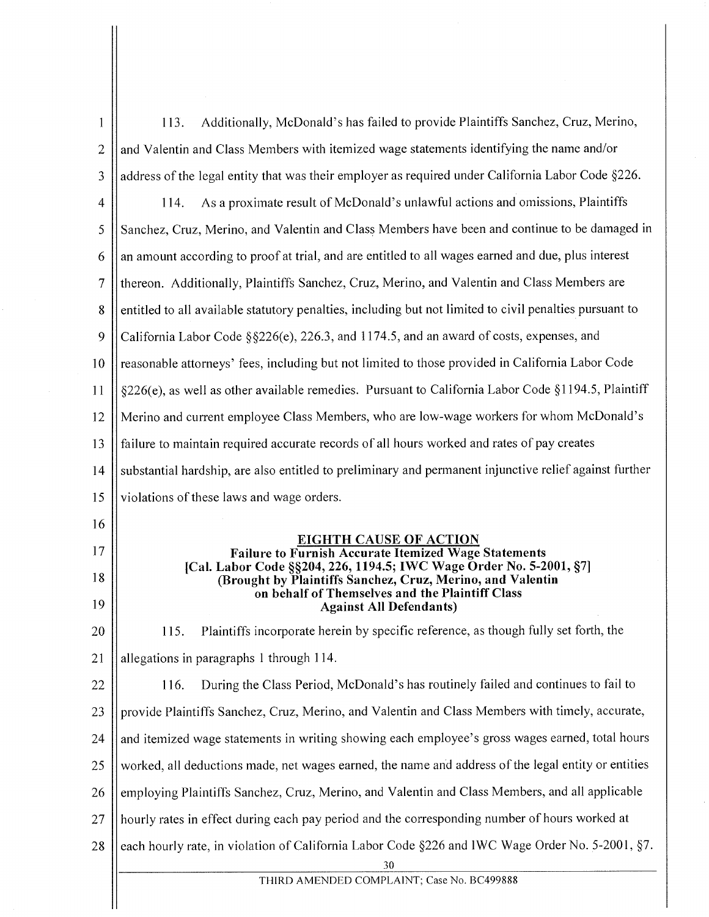113. Additionally, McDonald's has failed to provide Plaintiffs Sanchez, Cruz, Merino, and Valentin and Class Members with itemized wage statements identifying the name and/or address of the legal entity that was their employer as required under California Labor Code §226.

114. As a proximate result of McDonald's unlawful actions and omissions, Plaintiffs Sanchez, Cruz, Merino, and Valentin and Class Members have been and continue to be damaged in an amount according to proof at trial, and are entitled to all wages earned and due, plus interest thereon. Additionally, Plaintiffs Sanchez, Cruz, Merino, and Valentin and Class Members are entitled to all available statutory penalties, including but not limited to civil penalties pursuant to California Labor Code §§226(e), 226.3, and 1174.5, and an award of costs, expenses, and reasonable attorneys' fees, including but not limited to those provided in California Labor Code §226(e), as well as other available remedies. Pursuant to California Labor Code §1194.5, Plaintiff Merino and current employee Class Members, who are low-wage workers for whom McDonald's failure to maintain required accurate records of all hours worked and rates of pay creates substantial hardship, are also entitled to preliminary and permanent injunctive relief against further violations of these laws and wage orders.

## EIGHTH CAUSE OF ACTION

**Failure to Furnish Accurate Itemized Wage Statements**
**[Cal. Labor Code §§204, 226, 1194.5; IWC Wage Order No. 5-2001, §7]**
**(Brought by Plaintiffs Sanchez, Cruz, Merino, and Valentin on behalf of Themselves and the Plaintiff Class Against All Defendants)**

115. Plaintiffs incorporate herein by specific reference, as though fully set forth, the allegations in paragraphs 1 through 114.

116. During the Class Period, McDonald's has routinely failed and continues to fail to provide Plaintiffs Sanchez, Cruz, Merino, and Valentin and Class Members with timely, accurate, and itemized wage statements in writing showing each employee's gross wages earned, total hours worked, all deductions made, net wages earned, the name and address of the legal entity or entities employing Plaintiffs Sanchez, Cruz, Merino, and Valentin and Class Members, and all applicable hourly rates in effect during each pay period and the corresponding number of hours worked at each hourly rate, in violation of California Labor Code §226 and IWC Wage Order No. 5-2001, §7.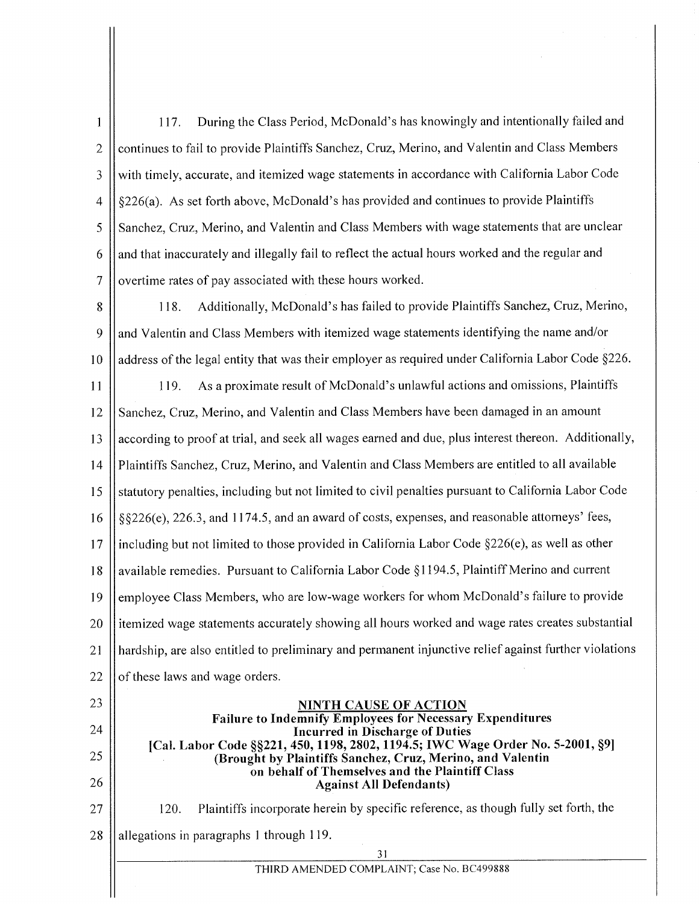117. During the Class Period, McDonald's has knowingly and intentionally failed and continues to fail to provide Plaintiffs Sanchez, Cruz, Merino, and Valentin and Class Members with timely, accurate, and itemized wage statements in accordance with California Labor Code §226(a). As set forth above, McDonald's has provided and continues to provide Plaintiffs Sanchez, Cruz, Merino, and Valentin and Class Members with wage statements that are unclear and that inaccurately and illegally fail to reflect the actual hours worked and the regular and overtime rates of pay associated with these hours worked.

118. Additionally, McDonald's has failed to provide Plaintiffs Sanchez, Cruz, Merino, and Valentin and Class Members with itemized wage statements identifying the name and/or address of the legal entity that was their employer as required under California Labor Code §226.

119. As a proximate result of McDonald's unlawful actions and omissions, Plaintiffs Sanchez, Cruz, Merino, and Valentin and Class Members have been damaged in an amount according to proof at trial, and seek all wages earned and due, plus interest thereon. Additionally, Plaintiffs Sanchez, Cruz, Merino, and Valentin and Class Members are entitled to all available statutory penalties, including but not limited to civil penalties pursuant to California Labor Code §§226(e), 226.3, and 1174.5, and an award of costs, expenses, and reasonable attorneys' fees, including but not limited to those provided in California Labor Code §226(e), as well as other available remedies. Pursuant to California Labor Code §1194.5, Plaintiff Merino and current employee Class Members, who are low-wage workers for whom McDonald's failure to provide itemized wage statements accurately showing all hours worked and wage rates creates substantial hardship, are also entitled to preliminary and permanent injunctive relief against further violations of these laws and wage orders.

**NINTH CAUSE OF ACTION**
**Failure to Indemnify Employees for Necessary Expenditures Incurred in Discharge of Duties**
**[Cal. Labor Code §§221, 450, 1198, 2802, 1194.5; IWC Wage Order No. 5-2001, §9]**
**(Brought by Plaintiffs Sanchez, Cruz, Merino, and Valentin on behalf of Themselves and the Plaintiff Class Against All Defendants)**

120. Plaintiffs incorporate herein by specific reference, as though fully set forth, the allegations in paragraphs 1 through 119.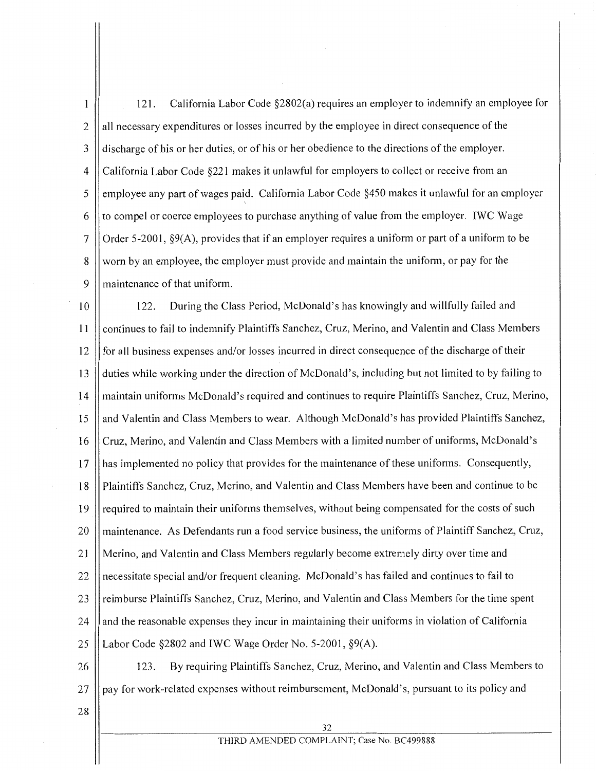121. California Labor Code §2802(a) requires an employer to indemnify an employee for all necessary expenditures or losses incurred by the employee in direct consequence of the discharge of his or her duties, or of his or her obedience to the directions of the employer. California Labor Code §221 makes it unlawful for employers to collect or receive from an employee any part of wages paid. California Labor Code §450 makes it unlawful for an employer to compel or coerce employees to purchase anything of value from the employer. IWC Wage Order 5-2001, §9(A), provides that if an employer requires a uniform or part of a uniform to be worn by an employee, the employer must provide and maintain the uniform, or pay for the maintenance of that uniform.

122. During the Class Period, McDonald's has knowingly and willfully failed and continues to fail to indemnify Plaintiffs Sanchez, Cruz, Merino, and Valentin and Class Members for all business expenses and/or losses incurred in direct consequence of the discharge of their duties while working under the direction of McDonald's, including but not limited to by failing to maintain uniforms McDonald's required and continues to require Plaintiffs Sanchez, Cruz, Merino, and Valentin and Class Members to wear. Although McDonald's has provided Plaintiffs Sanchez, Cruz, Merino, and Valentin and Class Members with a limited number of uniforms, McDonald's has implemented no policy that provides for the maintenance of these uniforms. Consequently, Plaintiffs Sanchez, Cruz, Merino, and Valentin and Class Members have been and continue to be required to maintain their uniforms themselves, without being compensated for the costs of such maintenance. As Defendants run a food service business, the uniforms of Plaintiff Sanchez, Cruz, Merino, and Valentin and Class Members regularly become extremely dirty over time and necessitate special and/or frequent cleaning. McDonald's has failed and continues to fail to reimburse Plaintiffs Sanchez, Cruz, Merino, and Valentin and Class Members for the time spent and the reasonable expenses they incur in maintaining their uniforms in violation of California Labor Code §2802 and IWC Wage Order No. 5-2001, §9(A).

123. By requiring Plaintiffs Sanchez, Cruz, Merino, and Valentin and Class Members to pay for work-related expenses without reimbursement, McDonald's, pursuant to its policy and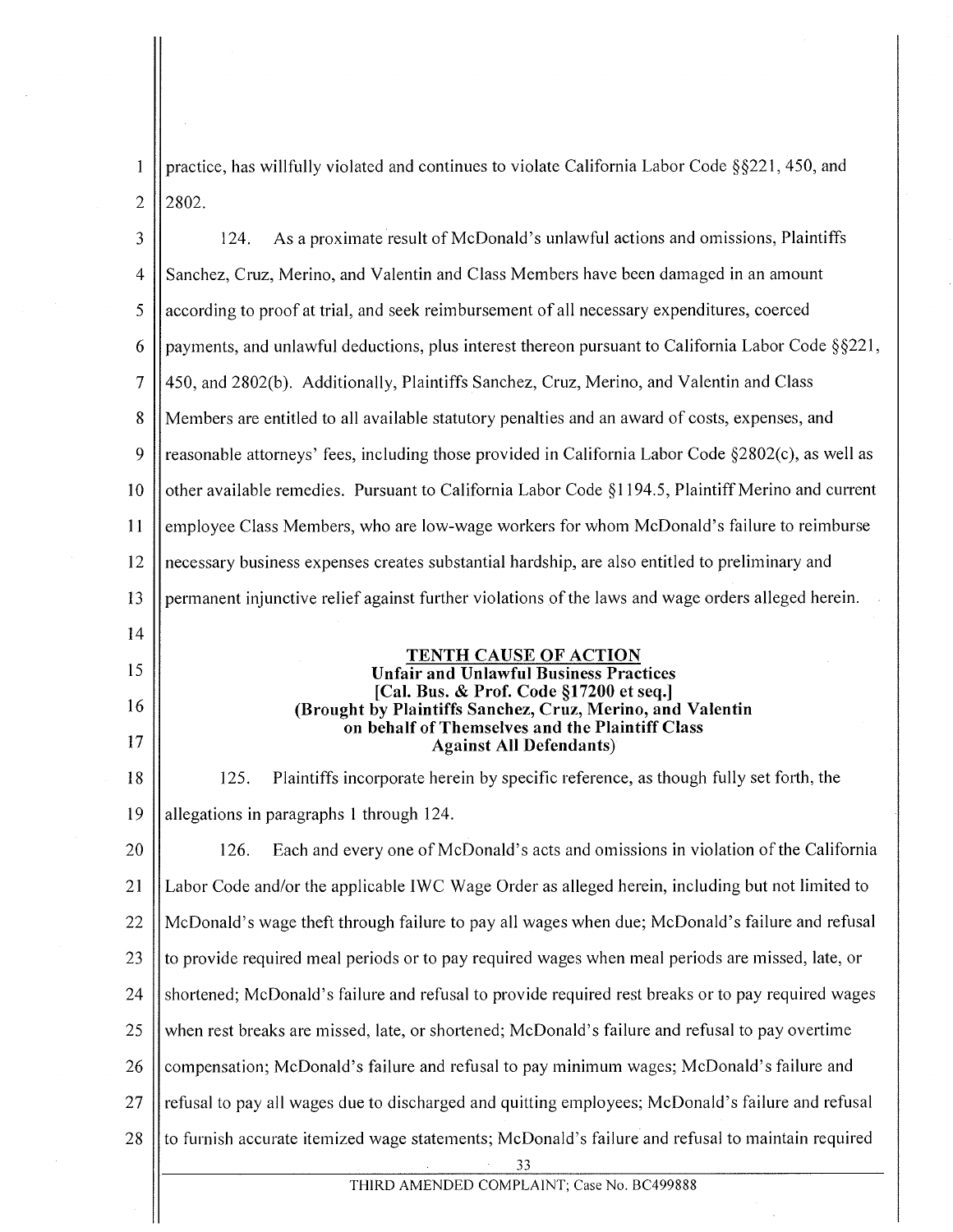practice, has willfully violated and continues to violate California Labor Code §§221, 450, and 2802.

124. As a proximate result of McDonald's unlawful actions and omissions, Plaintiffs Sanchez, Cruz, Merino, and Valentin and Class Members have been damaged in an amount according to proof at trial, and seek reimbursement of all necessary expenditures, coerced payments, and unlawful deductions, plus interest thereon pursuant to California Labor Code §§221, 450, and 2802(b). Additionally, Plaintiffs Sanchez, Cruz, Merino, and Valentin and Class Members are entitled to all available statutory penalties and an award of costs, expenses, and reasonable attorneys' fees, including those provided in California Labor Code §2802(c), as well as other available remedies. Pursuant to California Labor Code §1194.5, Plaintiff Merino and current employee Class Members, who are low-wage workers for whom McDonald's failure to reimburse necessary business expenses creates substantial hardship, are also entitled to preliminary and permanent injunctive relief against further violations of the laws and wage orders alleged herein.

**TENTH CAUSE OF ACTION**
**Unfair and Unlawful Business Practices**
**[Cal. Bus. & Prof. Code §17200 et seq.]**
**(Brought by Plaintiffs Sanchez, Cruz, Merino, and Valentin on behalf of Themselves and the Plaintiff Class Against All Defendants)**

125. Plaintiffs incorporate herein by specific reference, as though fully set forth, the allegations in paragraphs 1 through 124.

126. Each and every one of McDonald's acts and omissions in violation of the California Labor Code and/or the applicable IWC Wage Order as alleged herein, including but not limited to McDonald's wage theft through failure to pay all wages when due; McDonald's failure and refusal to provide required meal periods or to pay required wages when meal periods are missed, late, or shortened; McDonald's failure and refusal to provide required rest breaks or to pay required wages when rest breaks are missed, late, or shortened; McDonald's failure and refusal to pay overtime compensation; McDonald's failure and refusal to pay minimum wages; McDonald's failure and refusal to pay all wages due to discharged and quitting employees; McDonald's failure and refusal to furnish accurate itemized wage statements; McDonald's failure and refusal to maintain required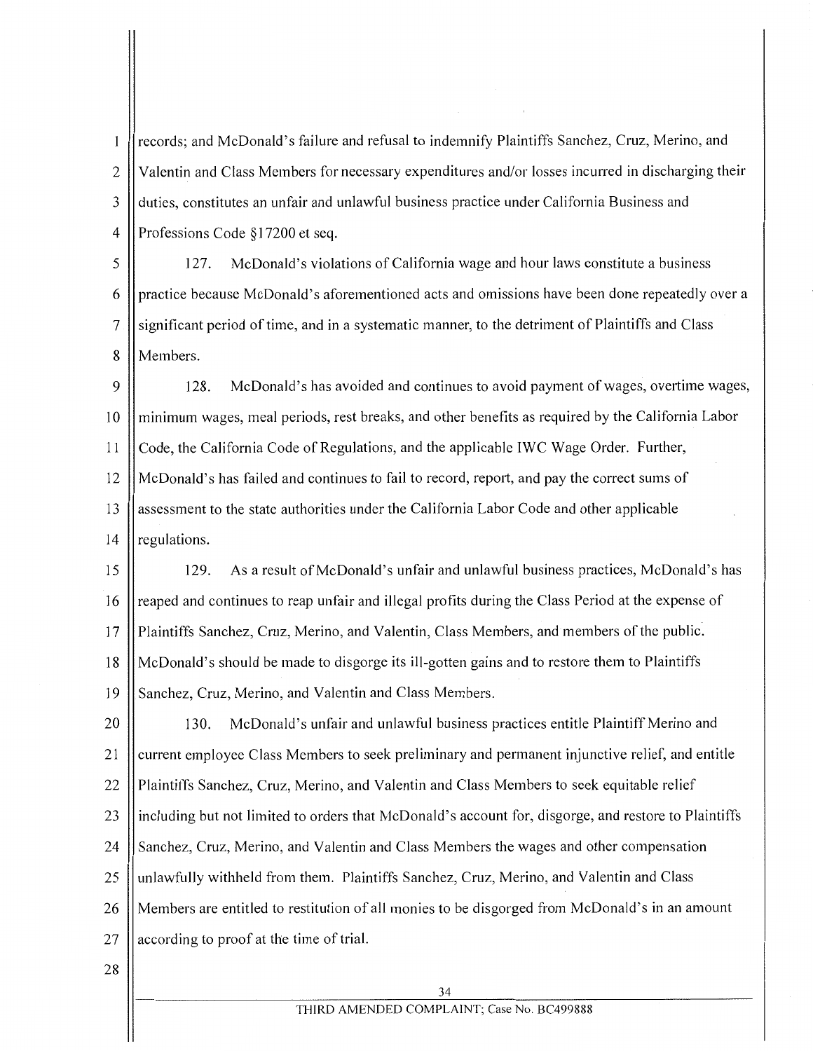records; and McDonald's failure and refusal to indemnify Plaintiffs Sanchez, Cruz, Merino, and Valentin and Class Members for necessary expenditures and/or losses incurred in discharging their duties, constitutes an unfair and unlawful business practice under California Business and Professions Code §17200 et seq.

127. McDonald's violations of California wage and hour laws constitute a business practice because McDonald's aforementioned acts and omissions have been done repeatedly over a significant period of time, and in a systematic manner, to the detriment of Plaintiffs and Class Members.

128. McDonald's has avoided and continues to avoid payment of wages, overtime wages, minimum wages, meal periods, rest breaks, and other benefits as required by the California Labor Code, the California Code of Regulations, and the applicable IWC Wage Order. Further, McDonald's has failed and continues to fail to record, report, and pay the correct sums of assessment to the state authorities under the California Labor Code and other applicable regulations.

129. As a result of McDonald's unfair and unlawful business practices, McDonald's has reaped and continues to reap unfair and illegal profits during the Class Period at the expense of Plaintiffs Sanchez, Cruz, Merino, and Valentin, Class Members, and members of the public. McDonald's should be made to disgorge its ill-gotten gains and to restore them to Plaintiffs Sanchez, Cruz, Merino, and Valentin and Class Members.

130. McDonald's unfair and unlawful business practices entitle Plaintiff Merino and current employee Class Members to seek preliminary and permanent injunctive relief, and entitle Plaintiffs Sanchez, Cruz, Merino, and Valentin and Class Members to seek equitable relief including but not limited to orders that McDonald's account for, disgorge, and restore to Plaintiffs Sanchez, Cruz, Merino, and Valentin and Class Members the wages and other compensation unlawfully withheld from them. Plaintiffs Sanchez, Cruz, Merino, and Valentin and Class Members are entitled to restitution of all monies to be disgorged from McDonald's in an amount according to proof at the time of trial.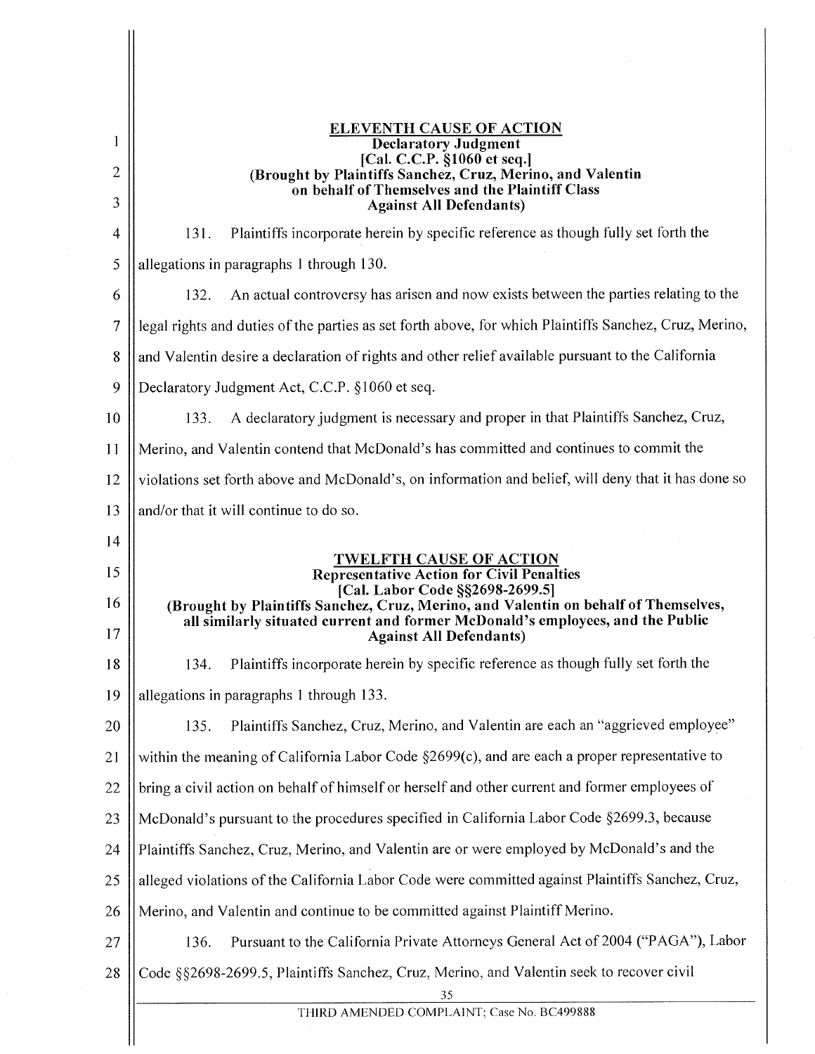**ELEVENTH CAUSE OF ACTION**
**Declaratory Judgment**
**[Cal. C.C.P. §1060 et seq.]**
**(Brought by Plaintiffs Sanchez, Cruz, Merino, and Valentin on behalf of Themselves and the Plaintiff Class Against All Defendants)**

131. Plaintiffs incorporate herein by specific reference as though fully set forth the allegations in paragraphs 1 through 130.

132. An actual controversy has arisen and now exists between the parties relating to the legal rights and duties of the parties as set forth above, for which Plaintiffs Sanchez, Cruz, Merino, and Valentin desire a declaration of rights and other relief available pursuant to the California Declaratory Judgment Act, C.C.P. §1060 et seq.

133. A declaratory judgment is necessary and proper in that Plaintiffs Sanchez, Cruz, Merino, and Valentin contend that McDonald's has committed and continues to commit the violations set forth above and McDonald's, on information and belief, will deny that it has done so and/or that it will continue to do so.

**TWELFTH CAUSE OF ACTION**
**Representative Action for Civil Penalties**
**[Cal. Labor Code §§2698-2699.5]**
**(Brought by Plaintiffs Sanchez, Cruz, Merino, and Valentin on behalf of Themselves, all similarly situated current and former McDonald's employees, and the Public Against All Defendants)**

134. Plaintiffs incorporate herein by specific reference as though fully set forth the allegations in paragraphs 1 through 133.

135. Plaintiffs Sanchez, Cruz, Merino, and Valentin are each an "aggrieved employee" within the meaning of California Labor Code §2699(c), and are each a proper representative to bring a civil action on behalf of himself or herself and other current and former employees of McDonald's pursuant to the procedures specified in California Labor Code §2699.3, because Plaintiffs Sanchez, Cruz, Merino, and Valentin are or were employed by McDonald's and the alleged violations of the California Labor Code were committed against Plaintiffs Sanchez, Cruz, Merino, and Valentin and continue to be committed against Plaintiff Merino.

136. Pursuant to the California Private Attorneys General Act of 2004 ("PAGA"), Labor Code §§2698-2699.5, Plaintiffs Sanchez, Cruz, Merino, and Valentin seek to recover civil

THIRD AMENDED COMPLAINT; Case No. BC499888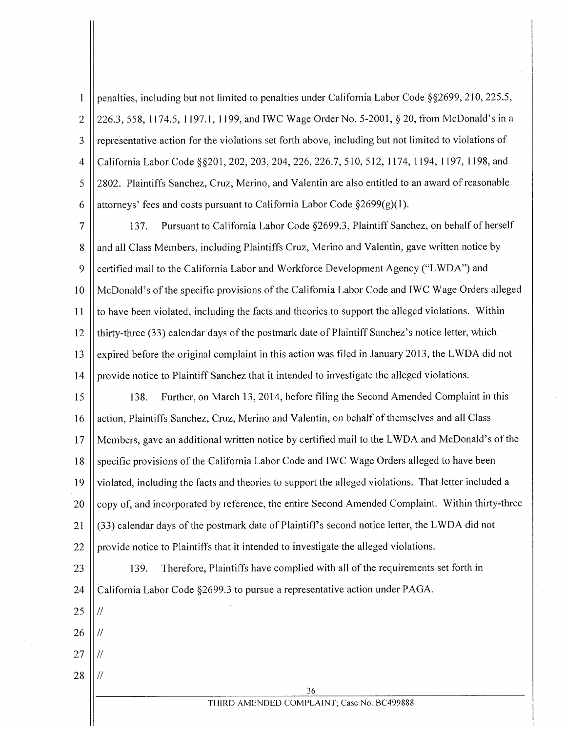penalties, including but not limited to penalties under California Labor Code §§2699, 210, 225.5, 226.3, 558, 1174.5, 1197.1, 1199, and IWC Wage Order No. 5-2001, § 20, from McDonald's in a representative action for the violations set forth above, including but not limited to violations of California Labor Code §§201, 202, 203, 204, 226, 226.7, 510, 512, 1174, 1194, 1197, 1198, and 2802. Plaintiffs Sanchez, Cruz, Merino, and Valentin are also entitled to an award of reasonable attorneys' fees and costs pursuant to California Labor Code §2699(g)(1).

137. Pursuant to California Labor Code §2699.3, Plaintiff Sanchez, on behalf of herself and all Class Members, including Plaintiffs Cruz, Merino and Valentin, gave written notice by certified mail to the California Labor and Workforce Development Agency ("LWDA") and McDonald's of the specific provisions of the California Labor Code and IWC Wage Orders alleged to have been violated, including the facts and theories to support the alleged violations. Within thirty-three (33) calendar days of the postmark date of Plaintiff Sanchez's notice letter, which expired before the original complaint in this action was filed in January 2013, the LWDA did not provide notice to Plaintiff Sanchez that it intended to investigate the alleged violations.

138. Further, on March 13, 2014, before filing the Second Amended Complaint in this action, Plaintiffs Sanchez, Cruz, Merino and Valentin, on behalf of themselves and all Class Members, gave an additional written notice by certified mail to the LWDA and McDonald's of the specific provisions of the California Labor Code and IWC Wage Orders alleged to have been violated, including the facts and theories to support the alleged violations. That letter included a copy of, and incorporated by reference, the entire Second Amended Complaint. Within thirty-three (33) calendar days of the postmark date of Plaintiff's second notice letter, the LWDA did not provide notice to Plaintiffs that it intended to investigate the alleged violations.

139. Therefore, Plaintiffs have complied with all of the requirements set forth in California Labor Code §2699.3 to pursue a representative action under PAGA.

//

//

//

//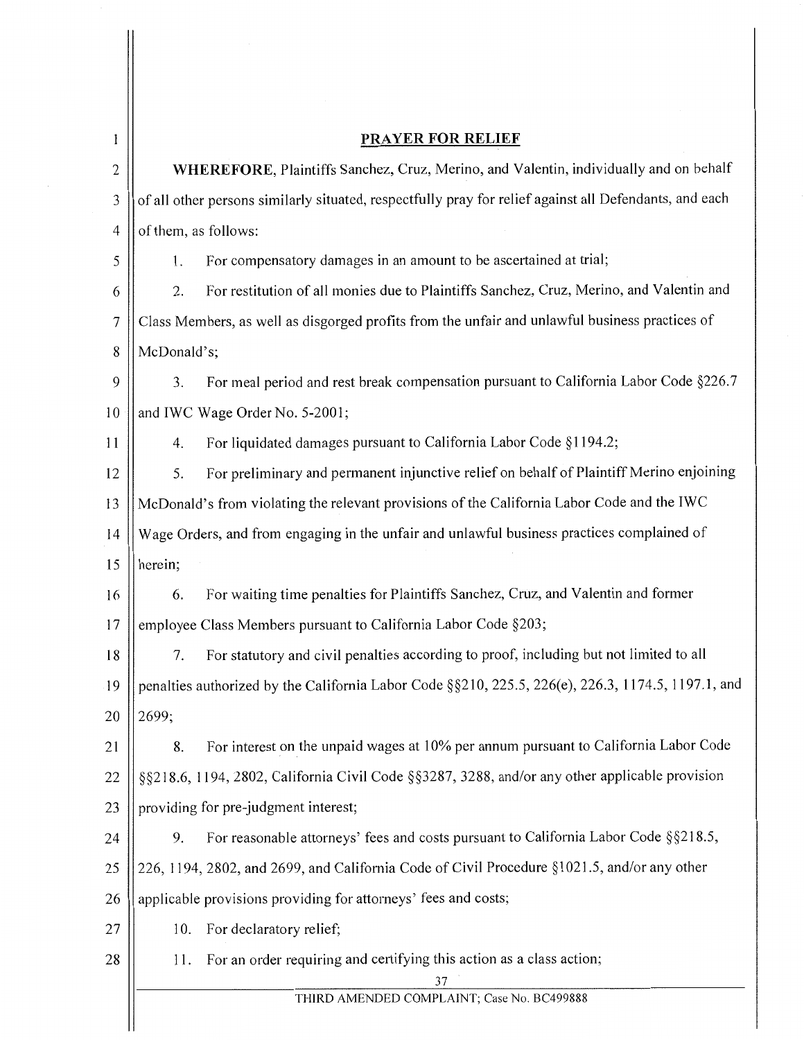## PRAYER FOR RELIEF

**WHEREFORE**, Plaintiffs Sanchez, Cruz, Merino, and Valentin, individually and on behalf of all other persons similarly situated, respectfully pray for relief against all Defendants, and each of them, as follows:

1. For compensatory damages in an amount to be ascertained at trial;
2. For restitution of all monies due to Plaintiffs Sanchez, Cruz, Merino, and Valentin and Class Members, as well as disgorged profits from the unfair and unlawful business practices of McDonald's;
3. For meal period and rest break compensation pursuant to California Labor Code §226.7 and IWC Wage Order No. 5-2001;
4. For liquidated damages pursuant to California Labor Code §1194.2;
5. For preliminary and permanent injunctive relief on behalf of Plaintiff Merino enjoining McDonald's from violating the relevant provisions of the California Labor Code and the IWC Wage Orders, and from engaging in the unfair and unlawful business practices complained of herein;
6. For waiting time penalties for Plaintiffs Sanchez, Cruz, and Valentin and former employee Class Members pursuant to California Labor Code §203;
7. For statutory and civil penalties according to proof, including but not limited to all penalties authorized by the California Labor Code §§210, 225.5, 226(e), 226.3, 1174.5, 1197.1, and 2699;
8. For interest on the unpaid wages at 10% per annum pursuant to California Labor Code §§218.6, 1194, 2802, California Civil Code §§3287, 3288, and/or any other applicable provision providing for pre-judgment interest;
9. For reasonable attorneys' fees and costs pursuant to California Labor Code §§218.5, 226, 1194, 2802, and 2699, and California Code of Civil Procedure §1021.5, and/or any other applicable provisions providing for attorneys' fees and costs;
10. For declaratory relief;
11. For an order requiring and certifying this action as a class action;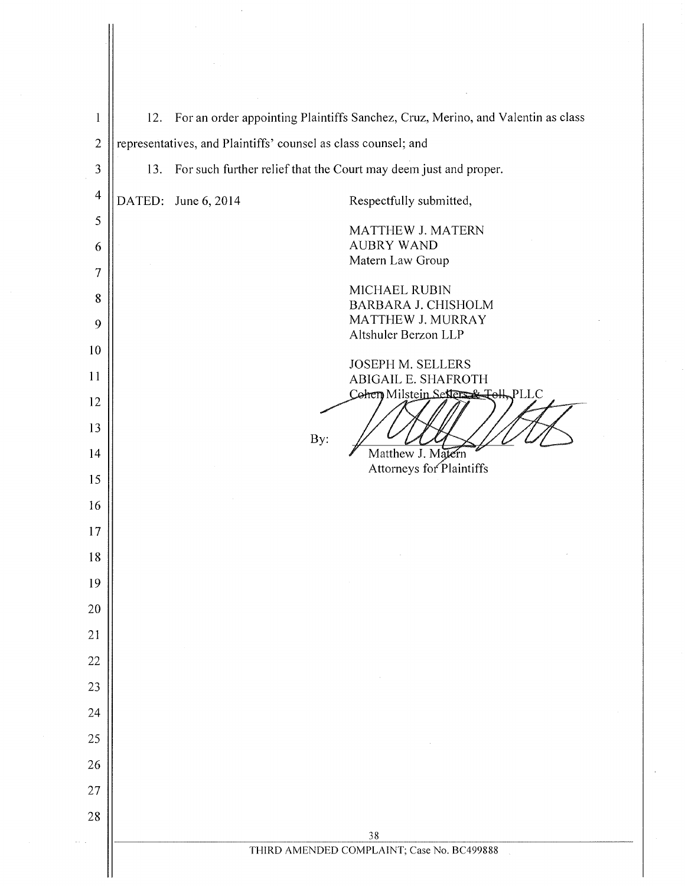12. For an order appointing Plaintiffs Sanchez, Cruz, Merino, and Valentin as class representatives, and Plaintiffs' counsel as class counsel; and

13. For such further relief that the Court may deem just and proper.

DATED: June 6, 2014

Respectfully submitted,

MATTHEW J. MATERN
AUBRY WAND
Matern Law Group

MICHAEL RUBIN
BARBARA J. CHISHOLM
MATTHEW J. MURRAY
Altshuler Berzon LLP

JOSEPH M. SELLERS
ABIGAIL E. SHAFROTH
Cohen Milstein Sellers & Toll, PLLC

By: ______________________
Matthew J. Matern
Attorneys for Plaintiffs

THIRD AMENDED COMPLAINT; Case No. BC499888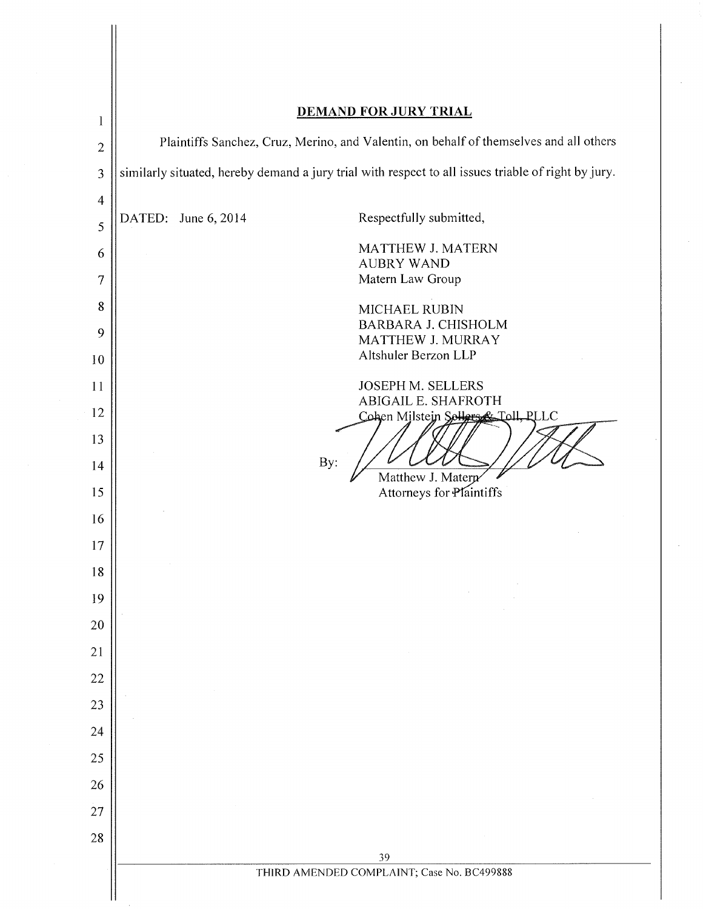## DEMAND FOR JURY TRIAL

Plaintiffs Sanchez, Cruz, Merino, and Valentin, on behalf of themselves and all others similarly situated, hereby demand a jury trial with respect to all issues triable of right by jury.

DATED: June 6, 2014

Respectfully submitted,

MATTHEW J. MATERN
AUBRY WAND
Matern Law Group

MICHAEL RUBIN
BARBARA J. CHISHOLM
MATTHEW J. MURRAY
Altshuler Berzon LLP

JOSEPH M. SELLERS
ABIGAIL E. SHAFROTH
Cohen Milstein Sellers & Toll, PLLC

By: 
Matthew J. Matern
Attorneys for Plaintiffs

THIRD AMENDED COMPLAINT; Case No. BC499888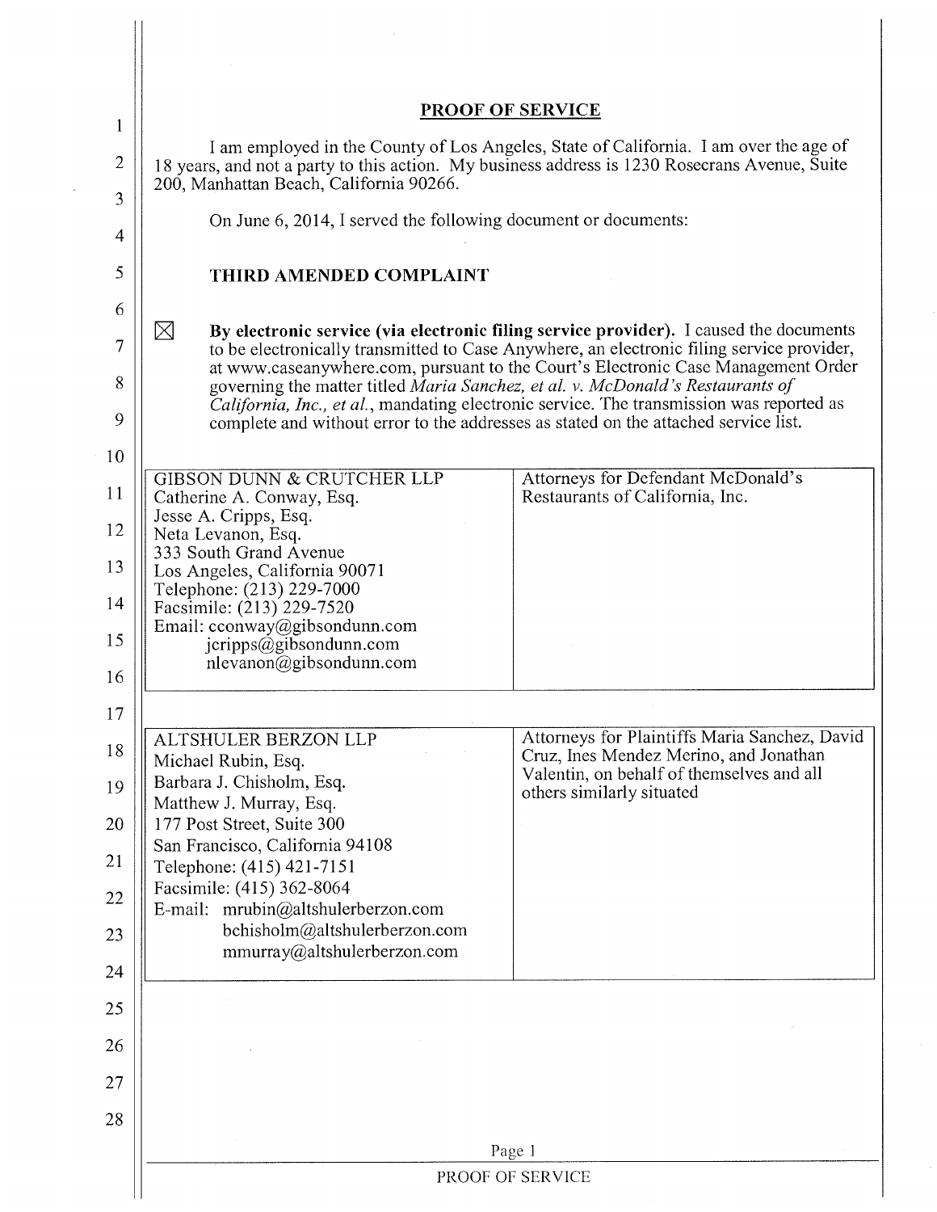## PROOF OF SERVICE

I am employed in the County of Los Angeles, State of California. I am over the age of 18 years, and not a party to this action. My business address is 1230 Rosecrans Avenue, Suite 200, Manhattan Beach, California 90266.

On June 6, 2014, I served the following document or documents:

**THIRD AMENDED COMPLAINT**

☒ **By electronic service (via electronic filing service provider).** I caused the documents to be electronically transmitted to Case Anywhere, an electronic filing service provider, at www.caseanywhere.com, pursuant to the Court's Electronic Case Management Order governing the matter titled *Maria Sanchez, et al. v. McDonald's Restaurants of California, Inc., et al.*, mandating electronic service. The transmission was reported as complete and without error to the addresses as stated on the attached service list.

| | |
|---|---|
| GIBSON DUNN & CRUTCHER LLP<br>Catherine A. Conway, Esq.<br>Jesse A. Cripps, Esq.<br>Neta Levanon, Esq.<br>333 South Grand Avenue<br>Los Angeles, California 90071<br>Telephone: (213) 229-7000<br>Facsimile: (213) 229-7520<br>Email: cconway@gibsondunn.com<br>jcripps@gibsondunn.com<br>nlevanon@gibsondunn.com | Attorneys for Defendant McDonald's Restaurants of California, Inc. |

| | |
|---|---|
| ALTSHULER BERZON LLP<br>Michael Rubin, Esq.<br>Barbara J. Chisholm, Esq.<br>Matthew J. Murray, Esq.<br>177 Post Street, Suite 300<br>San Francisco, California 94108<br>Telephone: (415) 421-7151<br>Facsimile: (415) 362-8064<br>E-mail: mrubin@altshulerberzon.com<br>bchisholm@altshulerberzon.com<br>mmurray@altshulerberzon.com | Attorneys for Plaintiffs Maria Sanchez, David Cruz, Ines Mendez Merino, and Jonathan Valentin, on behalf of themselves and all others similarly situated |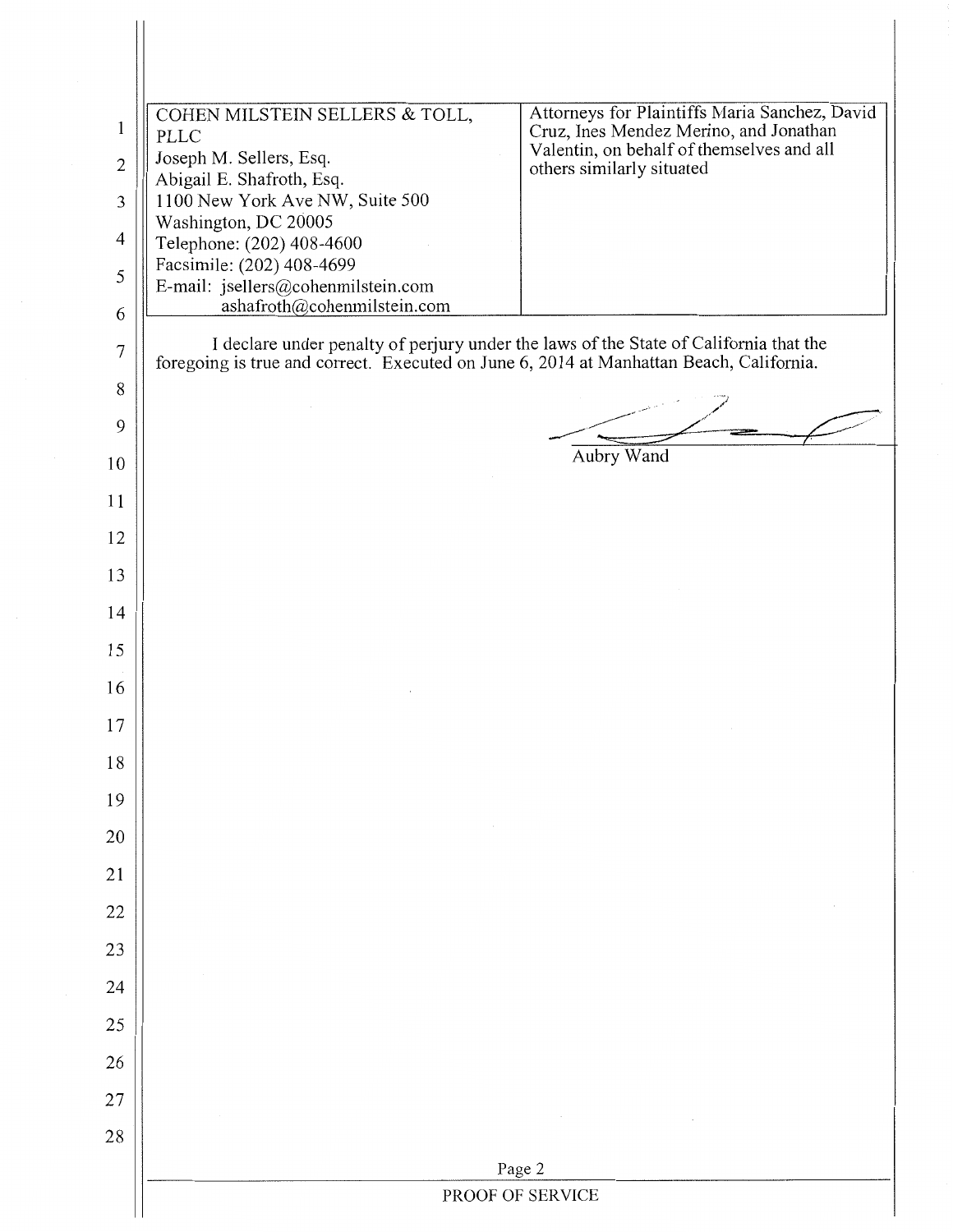| | |
|---|---|
| COHEN MILSTEIN SELLERS & TOLL, PLLC<br>Joseph M. Sellers, Esq.<br>Abigail E. Shafroth, Esq.<br>1100 New York Ave NW, Suite 500<br>Washington, DC 20005<br>Telephone: (202) 408-4600<br>Facsimile: (202) 408-4699<br>E-mail: jsellers@cohenmilstein.com<br>ashafroth@cohenmilstein.com | Attorneys for Plaintiffs Maria Sanchez, David Cruz, Ines Mendez Merino, and Jonathan Valentin, on behalf of themselves and all others similarly situated |

I declare under penalty of perjury under the laws of the State of California that the foregoing is true and correct. Executed on June 6, 2014 at Manhattan Beach, California.

Aubry Wand

PROOF OF SERVICE